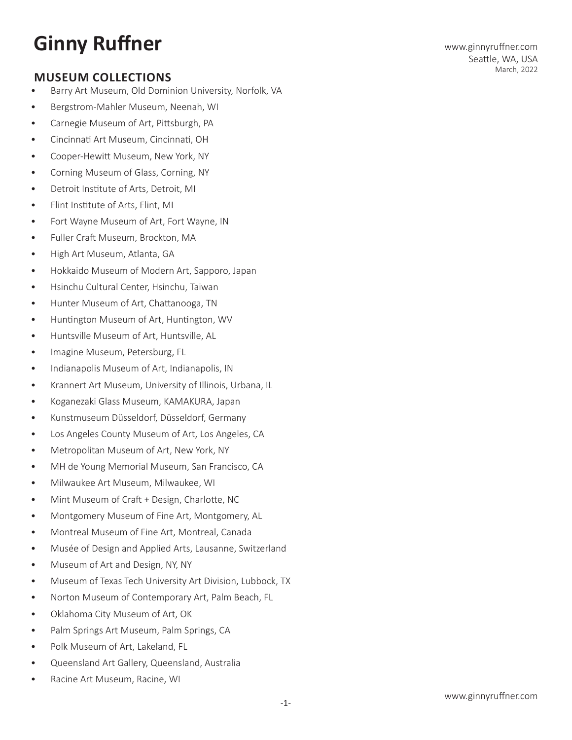# Ginny Ruffner

www.ginnyruffner.com
Seattle, WA, USA
March, 2022

## MUSEUM COLLECTIONS

- Barry Art Museum, Old Dominion University, Norfolk, VA
- Bergstrom-Mahler Museum, Neenah, WI
- Carnegie Museum of Art, Pittsburgh, PA
- Cincinnati Art Museum, Cincinnati, OH
- Cooper-Hewitt Museum, New York, NY
- Corning Museum of Glass, Corning, NY
- Detroit Institute of Arts, Detroit, MI
- Flint Institute of Arts, Flint, MI
- Fort Wayne Museum of Art, Fort Wayne, IN
- Fuller Craft Museum, Brockton, MA
- High Art Museum, Atlanta, GA
- Hokkaido Museum of Modern Art, Sapporo, Japan
- Hsinchu Cultural Center, Hsinchu, Taiwan
- Hunter Museum of Art, Chattanooga, TN
- Huntington Museum of Art, Huntington, WV
- Huntsville Museum of Art, Huntsville, AL
- Imagine Museum, Petersburg, FL
- Indianapolis Museum of Art, Indianapolis, IN
- Krannert Art Museum, University of Illinois, Urbana, IL
- Koganezaki Glass Museum, KAMAKURA, Japan
- Kunstmuseum Düsseldorf, Düsseldorf, Germany
- Los Angeles County Museum of Art, Los Angeles, CA
- Metropolitan Museum of Art, New York, NY
- MH de Young Memorial Museum, San Francisco, CA
- Milwaukee Art Museum, Milwaukee, WI
- Mint Museum of Craft + Design, Charlotte, NC
- Montgomery Museum of Fine Art, Montgomery, AL
- Montreal Museum of Fine Art, Montreal, Canada
- Musée of Design and Applied Arts, Lausanne, Switzerland
- Museum of Art and Design, NY, NY
- Museum of Texas Tech University Art Division, Lubbock, TX
- Norton Museum of Contemporary Art, Palm Beach, FL
- Oklahoma City Museum of Art, OK
- Palm Springs Art Museum, Palm Springs, CA
- Polk Museum of Art, Lakeland, FL
- Queensland Art Gallery, Queensland, Australia
- Racine Art Museum, Racine, WI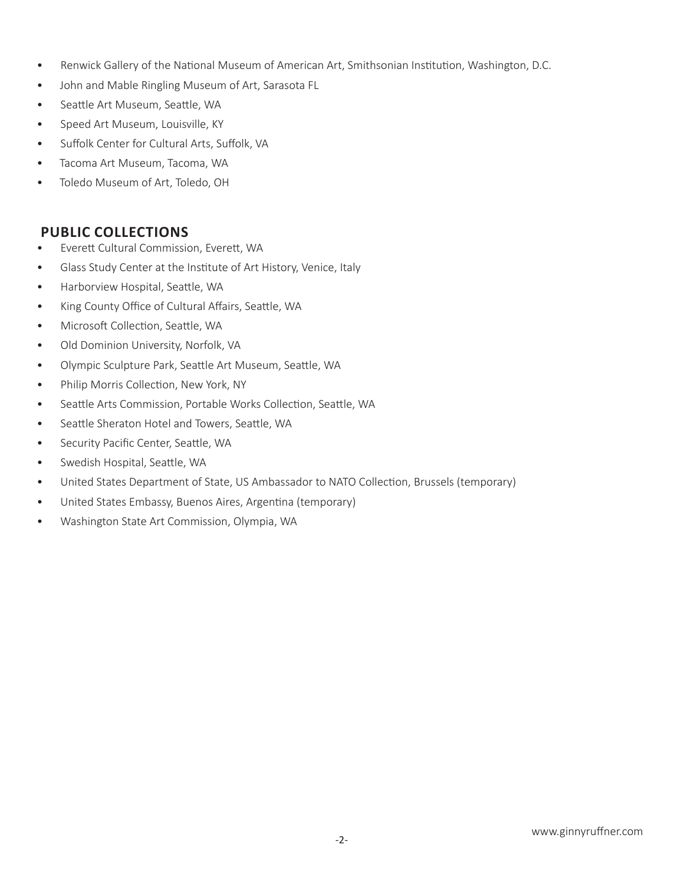- Renwick Gallery of the National Museum of American Art, Smithsonian Institution, Washington, D.C.
- John and Mable Ringling Museum of Art, Sarasota FL
- Seattle Art Museum, Seattle, WA
- Speed Art Museum, Louisville, KY
- Suffolk Center for Cultural Arts, Suffolk, VA
- Tacoma Art Museum, Tacoma, WA
- Toledo Museum of Art, Toledo, OH

## PUBLIC COLLECTIONS

- Everett Cultural Commission, Everett, WA
- Glass Study Center at the Institute of Art History, Venice, Italy
- Harborview Hospital, Seattle, WA
- King County Office of Cultural Affairs, Seattle, WA
- Microsoft Collection, Seattle, WA
- Old Dominion University, Norfolk, VA
- Olympic Sculpture Park, Seattle Art Museum, Seattle, WA
- Philip Morris Collection, New York, NY
- Seattle Arts Commission, Portable Works Collection, Seattle, WA
- Seattle Sheraton Hotel and Towers, Seattle, WA
- Security Pacific Center, Seattle, WA
- Swedish Hospital, Seattle, WA
- United States Department of State, US Ambassador to NATO Collection, Brussels (temporary)
- United States Embassy, Buenos Aires, Argentina (temporary)
- Washington State Art Commission, Olympia, WA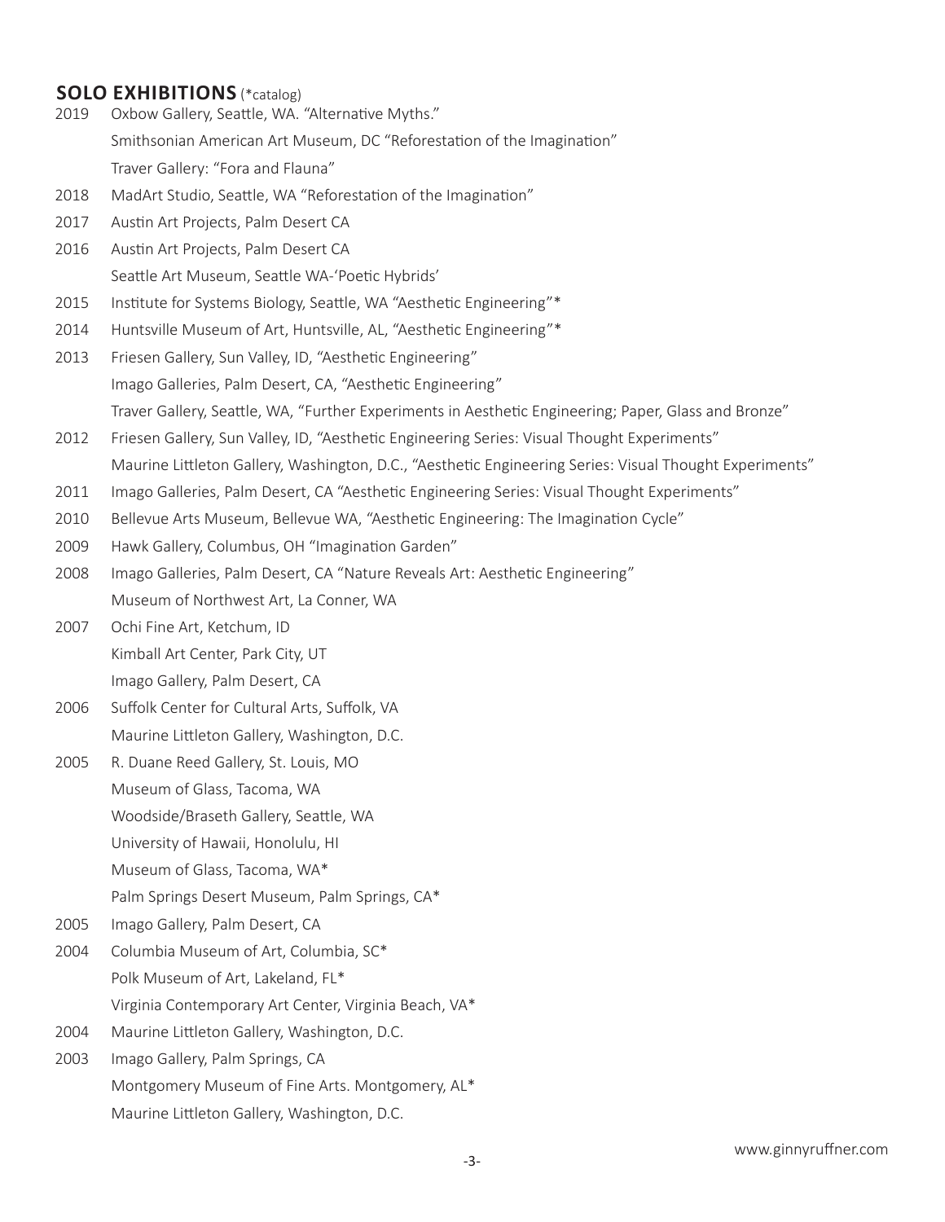## SOLO EXHIBITIONS (*catalog)

2019 Oxbow Gallery, Seattle, WA. "Alternative Myths."
Smithsonian American Art Museum, DC "Reforestation of the Imagination"
Traver Gallery: "Fora and Flauna"

2018 MadArt Studio, Seattle, WA "Reforestation of the Imagination"

2017 Austin Art Projects, Palm Desert CA

2016 Austin Art Projects, Palm Desert CA
Seattle Art Museum, Seattle WA-'Poetic Hybrids'

2015 Institute for Systems Biology, Seattle, WA "Aesthetic Engineering"*

2014 Huntsville Museum of Art, Huntsville, AL, "Aesthetic Engineering"*

2013 Friesen Gallery, Sun Valley, ID, "Aesthetic Engineering"
Imago Galleries, Palm Desert, CA, "Aesthetic Engineering"
Traver Gallery, Seattle, WA, "Further Experiments in Aesthetic Engineering; Paper, Glass and Bronze"

2012 Friesen Gallery, Sun Valley, ID, "Aesthetic Engineering Series: Visual Thought Experiments"
Maurine Littleton Gallery, Washington, D.C., "Aesthetic Engineering Series: Visual Thought Experiments"

2011 Imago Galleries, Palm Desert, CA "Aesthetic Engineering Series: Visual Thought Experiments"

2010 Bellevue Arts Museum, Bellevue WA, "Aesthetic Engineering: The Imagination Cycle"

2009 Hawk Gallery, Columbus, OH "Imagination Garden"

2008 Imago Galleries, Palm Desert, CA "Nature Reveals Art: Aesthetic Engineering"
Museum of Northwest Art, La Conner, WA

2007 Ochi Fine Art, Ketchum, ID
Kimball Art Center, Park City, UT
Imago Gallery, Palm Desert, CA

2006 Suffolk Center for Cultural Arts, Suffolk, VA
Maurine Littleton Gallery, Washington, D.C.

2005 R. Duane Reed Gallery, St. Louis, MO
Museum of Glass, Tacoma, WA
Woodside/Braseth Gallery, Seattle, WA
University of Hawaii, Honolulu, HI
Museum of Glass, Tacoma, WA*
Palm Springs Desert Museum, Palm Springs, CA*

2005 Imago Gallery, Palm Desert, CA

2004 Columbia Museum of Art, Columbia, SC*
Polk Museum of Art, Lakeland, FL*
Virginia Contemporary Art Center, Virginia Beach, VA*

2004 Maurine Littleton Gallery, Washington, D.C.

2003 Imago Gallery, Palm Springs, CA
Montgomery Museum of Fine Arts. Montgomery, AL*
Maurine Littleton Gallery, Washington, D.C.

www.ginnyruffner.com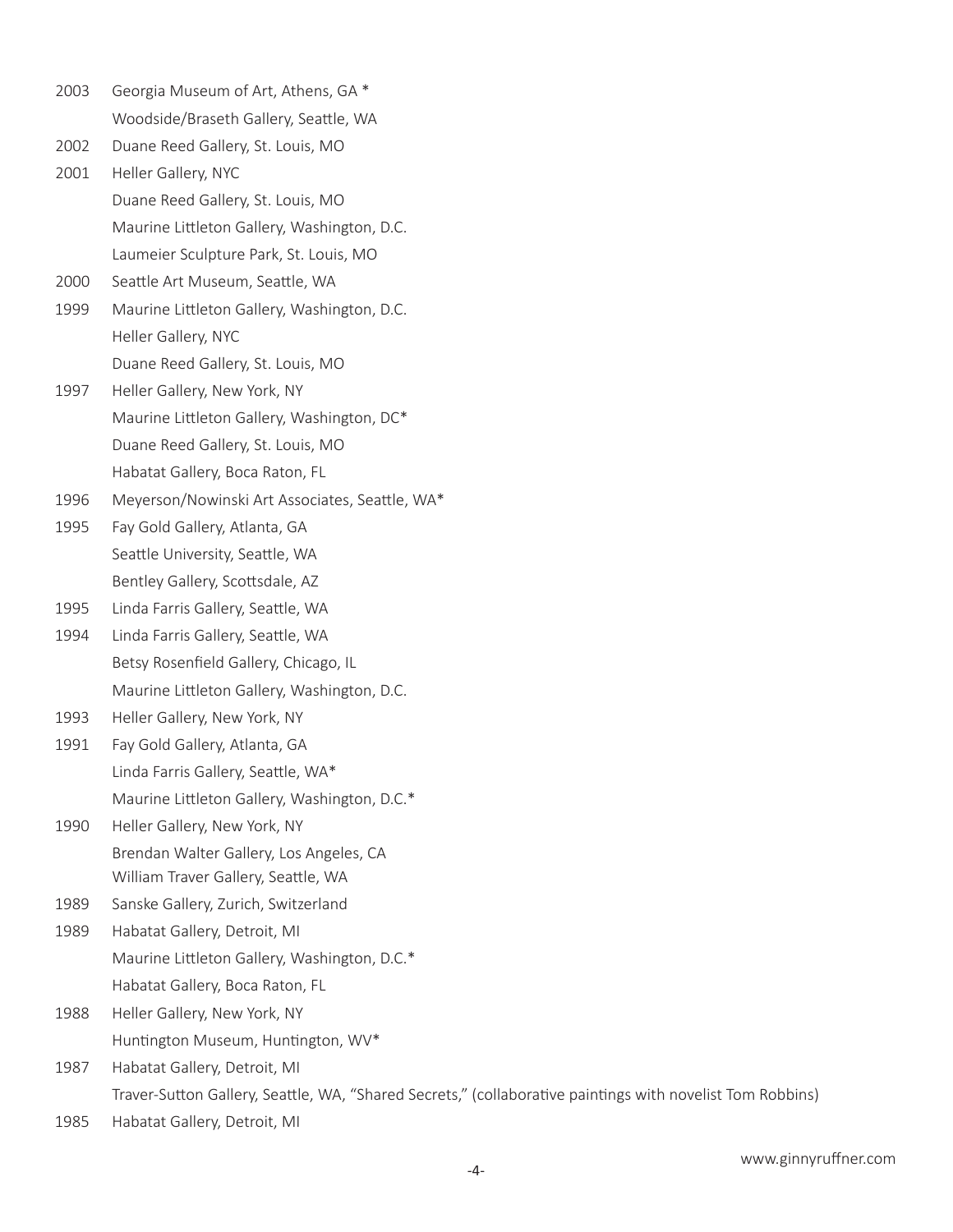2003 Georgia Museum of Art, Athens, GA *
Woodside/Braseth Gallery, Seattle, WA
2002 Duane Reed Gallery, St. Louis, MO
2001 Heller Gallery, NYC
Duane Reed Gallery, St. Louis, MO
Maurine Littleton Gallery, Washington, D.C.
Laumeier Sculpture Park, St. Louis, MO
2000 Seattle Art Museum, Seattle, WA
1999 Maurine Littleton Gallery, Washington, D.C.
Heller Gallery, NYC
Duane Reed Gallery, St. Louis, MO
1997 Heller Gallery, New York, NY
Maurine Littleton Gallery, Washington, DC*
Duane Reed Gallery, St. Louis, MO
Habatat Gallery, Boca Raton, FL
1996 Meyerson/Nowinski Art Associates, Seattle, WA*
1995 Fay Gold Gallery, Atlanta, GA
Seattle University, Seattle, WA
Bentley Gallery, Scottsdale, AZ
1995 Linda Farris Gallery, Seattle, WA
1994 Linda Farris Gallery, Seattle, WA
Betsy Rosenfield Gallery, Chicago, IL
Maurine Littleton Gallery, Washington, D.C.
1993 Heller Gallery, New York, NY
1991 Fay Gold Gallery, Atlanta, GA
Linda Farris Gallery, Seattle, WA*
Maurine Littleton Gallery, Washington, D.C.*
1990 Heller Gallery, New York, NY
Brendan Walter Gallery, Los Angeles, CA
William Traver Gallery, Seattle, WA
1989 Sanske Gallery, Zurich, Switzerland
1989 Habatat Gallery, Detroit, MI
Maurine Littleton Gallery, Washington, D.C.*
Habatat Gallery, Boca Raton, FL
1988 Heller Gallery, New York, NY
Huntington Museum, Huntington, WV*
1987 Habatat Gallery, Detroit, MI
Traver-Sutton Gallery, Seattle, WA, "Shared Secrets," (collaborative paintings with novelist Tom Robbins)
1985 Habatat Gallery, Detroit, MI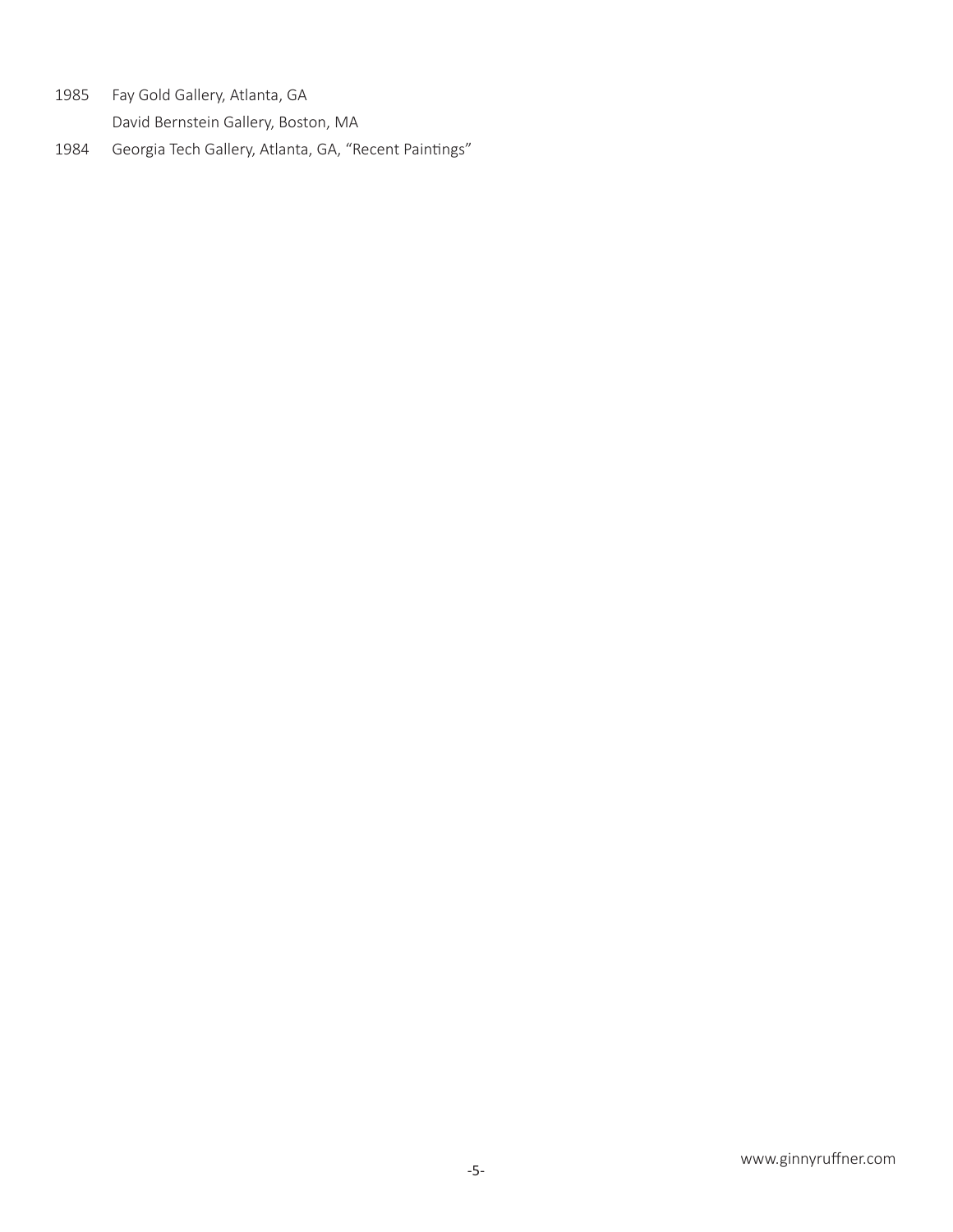1985 Fay Gold Gallery, Atlanta, GA

David Bernstein Gallery, Boston, MA

1984 Georgia Tech Gallery, Atlanta, GA, "Recent Paintings"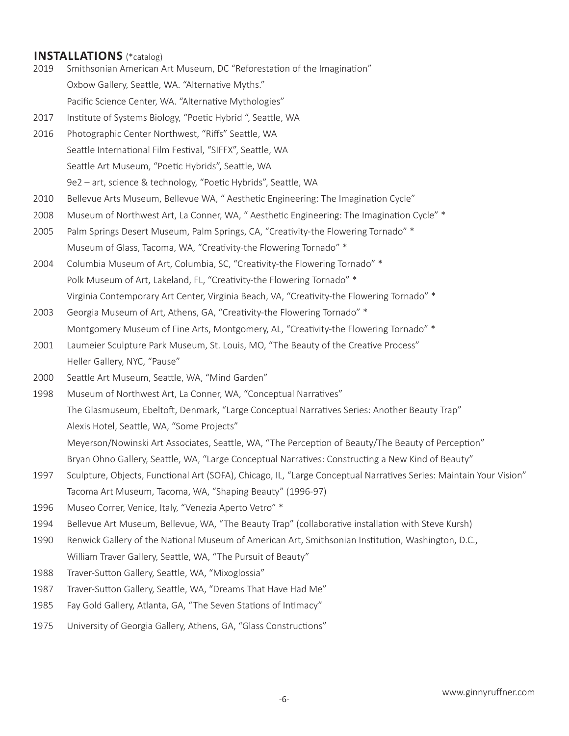## INSTALLATIONS (*catalog)

2019 Smithsonian American Art Museum, DC "Reforestation of the Imagination"
Oxbow Gallery, Seattle, WA. "Alternative Myths."
Pacific Science Center, WA. "Alternative Mythologies"

2017 Institute of Systems Biology, "Poetic Hybrid ", Seattle, WA

2016 Photographic Center Northwest, "Riffs" Seattle, WA
Seattle International Film Festival, "SIFFX", Seattle, WA
Seattle Art Museum, "Poetic Hybrids", Seattle, WA
9e2 – art, science & technology, "Poetic Hybrids", Seattle, WA

2010 Bellevue Arts Museum, Bellevue WA, " Aesthetic Engineering: The Imagination Cycle"

2008 Museum of Northwest Art, La Conner, WA, " Aesthetic Engineering: The Imagination Cycle" *

2005 Palm Springs Desert Museum, Palm Springs, CA, "Creativity-the Flowering Tornado" *
Museum of Glass, Tacoma, WA, "Creativity-the Flowering Tornado" *

2004 Columbia Museum of Art, Columbia, SC, "Creativity-the Flowering Tornado" *
Polk Museum of Art, Lakeland, FL, "Creativity-the Flowering Tornado" *
Virginia Contemporary Art Center, Virginia Beach, VA, "Creativity-the Flowering Tornado" *

2003 Georgia Museum of Art, Athens, GA, "Creativity-the Flowering Tornado" *
Montgomery Museum of Fine Arts, Montgomery, AL, "Creativity-the Flowering Tornado" *

2001 Laumeier Sculpture Park Museum, St. Louis, MO, "The Beauty of the Creative Process"
Heller Gallery, NYC, "Pause"

2000 Seattle Art Museum, Seattle, WA, "Mind Garden"

1998 Museum of Northwest Art, La Conner, WA, "Conceptual Narratives"
The Glasmuseum, Ebeltoft, Denmark, "Large Conceptual Narratives Series: Another Beauty Trap"
Alexis Hotel, Seattle, WA, "Some Projects"
Meyerson/Nowinski Art Associates, Seattle, WA, "The Perception of Beauty/The Beauty of Perception"
Bryan Ohno Gallery, Seattle, WA, "Large Conceptual Narratives: Constructing a New Kind of Beauty"

1997 Sculpture, Objects, Functional Art (SOFA), Chicago, IL, "Large Conceptual Narratives Series: Maintain Your Vision"
Tacoma Art Museum, Tacoma, WA, "Shaping Beauty" (1996-97)

1996 Museo Correr, Venice, Italy, "Venezia Aperto Vetro" *

1994 Bellevue Art Museum, Bellevue, WA, "The Beauty Trap" (collaborative installation with Steve Kursh)

1990 Renwick Gallery of the National Museum of American Art, Smithsonian Institution, Washington, D.C.,
William Traver Gallery, Seattle, WA, "The Pursuit of Beauty"

1988 Traver-Sutton Gallery, Seattle, WA, "Mixoglossia"

1987 Traver-Sutton Gallery, Seattle, WA, "Dreams That Have Had Me"

1985 Fay Gold Gallery, Atlanta, GA, "The Seven Stations of Intimacy"

1975 University of Georgia Gallery, Athens, GA, "Glass Constructions"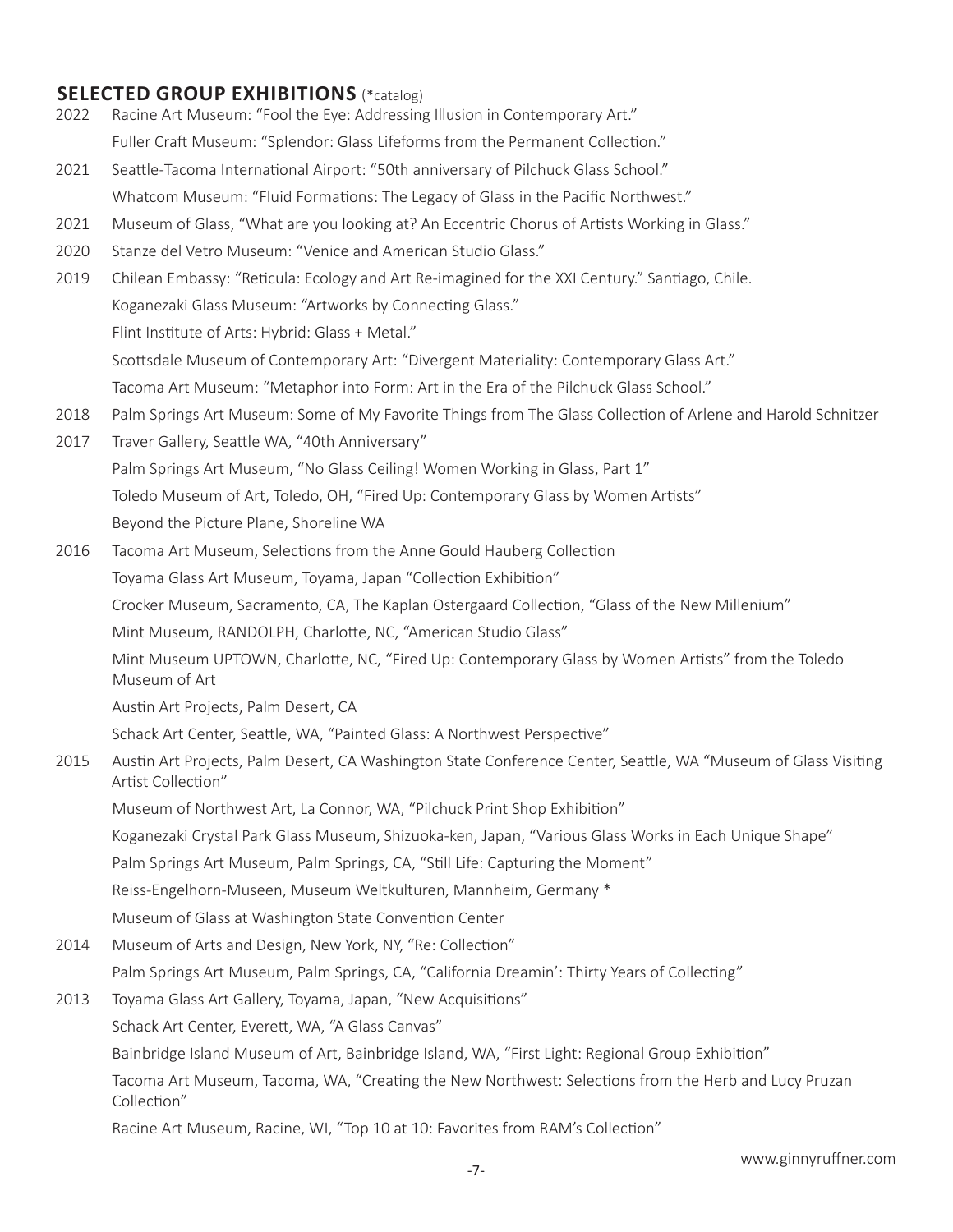## SELECTED GROUP EXHIBITIONS (*catalog)

2022 Racine Art Museum: "Fool the Eye: Addressing Illusion in Contemporary Art."
Fuller Craft Museum: "Splendor: Glass Lifeforms from the Permanent Collection."

2021 Seattle-Tacoma International Airport: "50th anniversary of Pilchuck Glass School."
Whatcom Museum: "Fluid Formations: The Legacy of Glass in the Pacific Northwest."

2021 Museum of Glass, "What are you looking at? An Eccentric Chorus of Artists Working in Glass."

2020 Stanze del Vetro Museum: "Venice and American Studio Glass."

2019 Chilean Embassy: "Reticula: Ecology and Art Re-imagined for the XXI Century." Santiago, Chile.
Koganezaki Glass Museum: "Artworks by Connecting Glass."
Flint Institute of Arts: Hybrid: Glass + Metal."
Scottsdale Museum of Contemporary Art: "Divergent Materiality: Contemporary Glass Art."
Tacoma Art Museum: "Metaphor into Form: Art in the Era of the Pilchuck Glass School."

2018 Palm Springs Art Museum: Some of My Favorite Things from The Glass Collection of Arlene and Harold Schnitzer

2017 Traver Gallery, Seattle WA, "40th Anniversary"
Palm Springs Art Museum, "No Glass Ceiling! Women Working in Glass, Part 1"
Toledo Museum of Art, Toledo, OH, "Fired Up: Contemporary Glass by Women Artists"
Beyond the Picture Plane, Shoreline WA

2016 Tacoma Art Museum, Selections from the Anne Gould Hauberg Collection
Toyama Glass Art Museum, Toyama, Japan "Collection Exhibition"
Crocker Museum, Sacramento, CA, The Kaplan Ostergaard Collection, "Glass of the New Millenium"
Mint Museum, RANDOLPH, Charlotte, NC, "American Studio Glass"
Mint Museum UPTOWN, Charlotte, NC, "Fired Up: Contemporary Glass by Women Artists" from the Toledo Museum of Art
Austin Art Projects, Palm Desert, CA
Schack Art Center, Seattle, WA, "Painted Glass: A Northwest Perspective"

2015 Austin Art Projects, Palm Desert, CA Washington State Conference Center, Seattle, WA "Museum of Glass Visiting Artist Collection"
Museum of Northwest Art, La Connor, WA, "Pilchuck Print Shop Exhibition"
Koganezaki Crystal Park Glass Museum, Shizuoka-ken, Japan, "Various Glass Works in Each Unique Shape"
Palm Springs Art Museum, Palm Springs, CA, "Still Life: Capturing the Moment"
Reiss-Engelhorn-Museen, Museum Weltkulturen, Mannheim, Germany *
Museum of Glass at Washington State Convention Center

2014 Museum of Arts and Design, New York, NY, "Re: Collection"
Palm Springs Art Museum, Palm Springs, CA, "California Dreamin': Thirty Years of Collecting"

2013 Toyama Glass Art Gallery, Toyama, Japan, "New Acquisitions"
Schack Art Center, Everett, WA, "A Glass Canvas"
Bainbridge Island Museum of Art, Bainbridge Island, WA, "First Light: Regional Group Exhibition"
Tacoma Art Museum, Tacoma, WA, "Creating the New Northwest: Selections from the Herb and Lucy Pruzan Collection"
Racine Art Museum, Racine, WI, "Top 10 at 10: Favorites from RAM's Collection"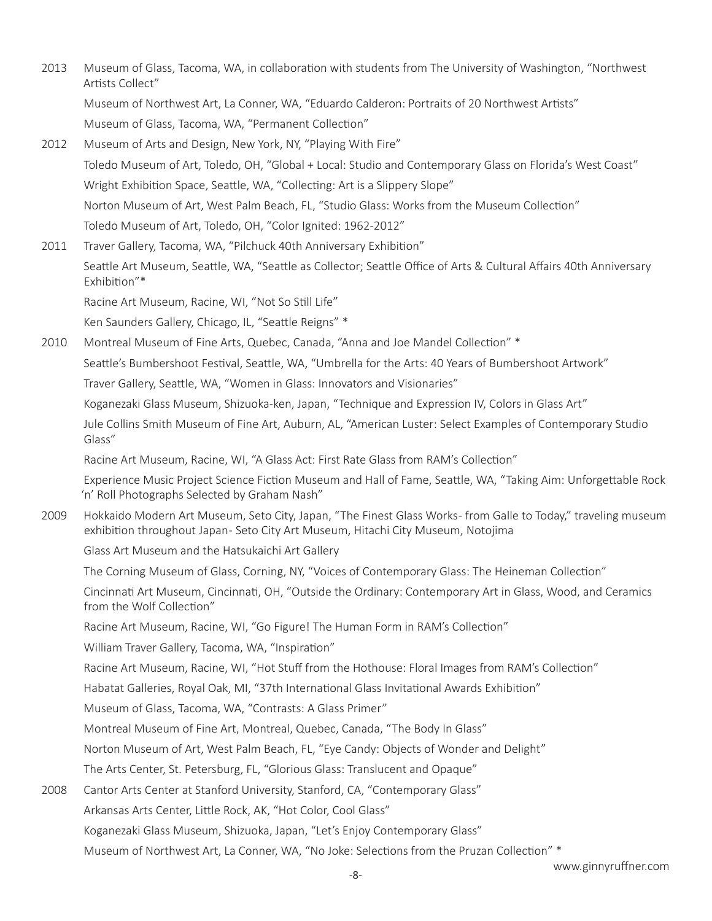2013 Museum of Glass, Tacoma, WA, in collaboration with students from The University of Washington, “Northwest Artists Collect”

Museum of Northwest Art, La Conner, WA, “Eduardo Calderon: Portraits of 20 Northwest Artists”

Museum of Glass, Tacoma, WA, “Permanent Collection”

2012 Museum of Arts and Design, New York, NY, “Playing With Fire”

Toledo Museum of Art, Toledo, OH, “Global + Local: Studio and Contemporary Glass on Florida’s West Coast”

Wright Exhibition Space, Seattle, WA, “Collecting: Art is a Slippery Slope”

Norton Museum of Art, West Palm Beach, FL, “Studio Glass: Works from the Museum Collection”

Toledo Museum of Art, Toledo, OH, “Color Ignited: 1962-2012”

2011 Traver Gallery, Tacoma, WA, “Pilchuck 40th Anniversary Exhibition”

Seattle Art Museum, Seattle, WA, “Seattle as Collector; Seattle Office of Arts & Cultural Affairs 40th Anniversary Exhibition”*

Racine Art Museum, Racine, WI, “Not So Still Life”

Ken Saunders Gallery, Chicago, IL, “Seattle Reigns” *

2010 Montreal Museum of Fine Arts, Quebec, Canada, “Anna and Joe Mandel Collection” *

Seattle’s Bumbershoot Festival, Seattle, WA, “Umbrella for the Arts: 40 Years of Bumbershoot Artwork”

Traver Gallery, Seattle, WA, “Women in Glass: Innovators and Visionaries”

Koganezaki Glass Museum, Shizuoka-ken, Japan, “Technique and Expression IV, Colors in Glass Art”

Jule Collins Smith Museum of Fine Art, Auburn, AL, “American Luster: Select Examples of Contemporary Studio Glass”

Racine Art Museum, Racine, WI, “A Glass Act: First Rate Glass from RAM’s Collection”

Experience Music Project Science Fiction Museum and Hall of Fame, Seattle, WA, “Taking Aim: Unforgettable Rock ‘n’ Roll Photographs Selected by Graham Nash”

2009 Hokkaido Modern Art Museum, Seto City, Japan, “The Finest Glass Works- from Galle to Today,” traveling museum exhibition throughout Japan- Seto City Art Museum, Hitachi City Museum, Notojima

Glass Art Museum and the Hatsukaichi Art Gallery

The Corning Museum of Glass, Corning, NY, “Voices of Contemporary Glass: The Heineman Collection”

Cincinnati Art Museum, Cincinnati, OH, “Outside the Ordinary: Contemporary Art in Glass, Wood, and Ceramics from the Wolf Collection”

Racine Art Museum, Racine, WI, “Go Figure! The Human Form in RAM’s Collection”

William Traver Gallery, Tacoma, WA, “Inspiration”

Racine Art Museum, Racine, WI, “Hot Stuff from the Hothouse: Floral Images from RAM’s Collection”

Habatat Galleries, Royal Oak, MI, “37th International Glass Invitational Awards Exhibition”

Museum of Glass, Tacoma, WA, “Contrasts: A Glass Primer”

Montreal Museum of Fine Art, Montreal, Quebec, Canada, “The Body In Glass”

Norton Museum of Art, West Palm Beach, FL, “Eye Candy: Objects of Wonder and Delight”

The Arts Center, St. Petersburg, FL, “Glorious Glass: Translucent and Opaque”

2008 Cantor Arts Center at Stanford University, Stanford, CA, “Contemporary Glass”

Arkansas Arts Center, Little Rock, AK, “Hot Color, Cool Glass”

Koganezaki Glass Museum, Shizuoka, Japan, “Let’s Enjoy Contemporary Glass”

Museum of Northwest Art, La Conner, WA, “No Joke: Selections from the Pruzan Collection” *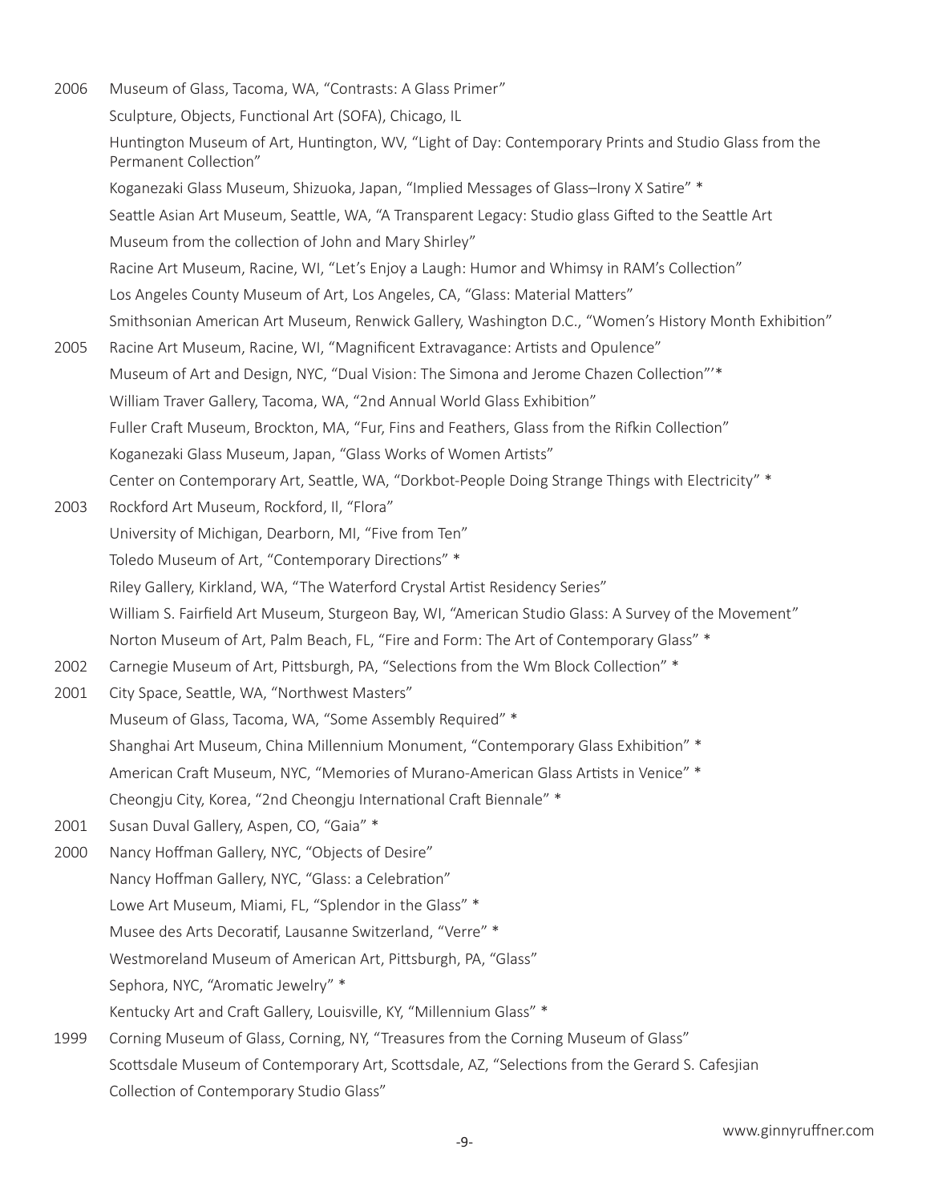2006 Museum of Glass, Tacoma, WA, "Contrasts: A Glass Primer"

Sculpture, Objects, Functional Art (SOFA), Chicago, IL

Huntington Museum of Art, Huntington, WV, "Light of Day: Contemporary Prints and Studio Glass from the Permanent Collection"

Koganezaki Glass Museum, Shizuoka, Japan, "Implied Messages of Glass–Irony X Satire" *

Seattle Asian Art Museum, Seattle, WA, "A Transparent Legacy: Studio glass Gifted to the Seattle Art Museum from the collection of John and Mary Shirley"

Racine Art Museum, Racine, WI, "Let's Enjoy a Laugh: Humor and Whimsy in RAM's Collection"

Los Angeles County Museum of Art, Los Angeles, CA, "Glass: Material Matters"

Smithsonian American Art Museum, Renwick Gallery, Washington D.C., "Women's History Month Exhibition"

2005 Racine Art Museum, Racine, WI, "Magnificent Extravagance: Artists and Opulence"

Museum of Art and Design, NYC, "Dual Vision: The Simona and Jerome Chazen Collection"'*

William Traver Gallery, Tacoma, WA, "2nd Annual World Glass Exhibition"

Fuller Craft Museum, Brockton, MA, "Fur, Fins and Feathers, Glass from the Rifkin Collection"

Koganezaki Glass Museum, Japan, "Glass Works of Women Artists"

Center on Contemporary Art, Seattle, WA, "Dorkbot-People Doing Strange Things with Electricity" *

2003 Rockford Art Museum, Rockford, Il, "Flora"

University of Michigan, Dearborn, MI, "Five from Ten"

Toledo Museum of Art, "Contemporary Directions" *

Riley Gallery, Kirkland, WA, "The Waterford Crystal Artist Residency Series"

William S. Fairfield Art Museum, Sturgeon Bay, WI, "American Studio Glass: A Survey of the Movement"

Norton Museum of Art, Palm Beach, FL, "Fire and Form: The Art of Contemporary Glass" *

2002 Carnegie Museum of Art, Pittsburgh, PA, "Selections from the Wm Block Collection" *

2001 City Space, Seattle, WA, "Northwest Masters"

Museum of Glass, Tacoma, WA, "Some Assembly Required" *

Shanghai Art Museum, China Millennium Monument, "Contemporary Glass Exhibition" *

American Craft Museum, NYC, "Memories of Murano-American Glass Artists in Venice" *

Cheongju City, Korea, "2nd Cheongju International Craft Biennale" *

2001 Susan Duval Gallery, Aspen, CO, "Gaia" *

2000 Nancy Hoffman Gallery, NYC, "Objects of Desire"

Nancy Hoffman Gallery, NYC, "Glass: a Celebration"

Lowe Art Museum, Miami, FL, "Splendor in the Glass" *

Musee des Arts Decoratif, Lausanne Switzerland, "Verre" *

Westmoreland Museum of American Art, Pittsburgh, PA, "Glass"

Sephora, NYC, "Aromatic Jewelry" *

Kentucky Art and Craft Gallery, Louisville, KY, "Millennium Glass" *

1999 Corning Museum of Glass, Corning, NY, "Treasures from the Corning Museum of Glass"

Scottsdale Museum of Contemporary Art, Scottsdale, AZ, "Selections from the Gerard S. Cafesjian Collection of Contemporary Studio Glass"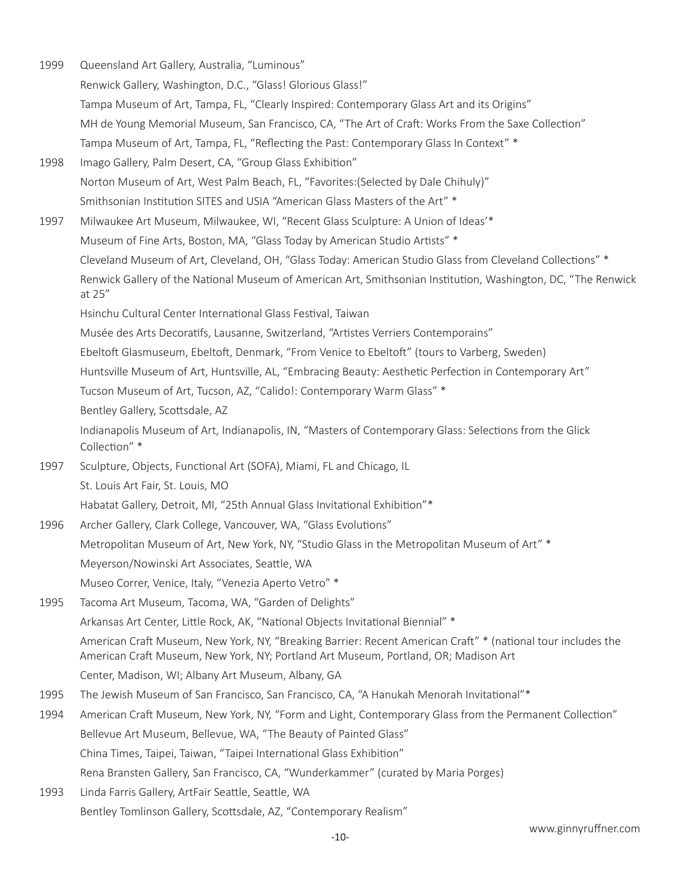1999 Queensland Art Gallery, Australia, “Luminous”

Renwick Gallery, Washington, D.C., “Glass! Glorious Glass!”

Tampa Museum of Art, Tampa, FL, “Clearly Inspired: Contemporary Glass Art and its Origins”

MH de Young Memorial Museum, San Francisco, CA, “The Art of Craft: Works From the Saxe Collection”

Tampa Museum of Art, Tampa, FL, “Reflecting the Past: Contemporary Glass In Context” *

1998 Imago Gallery, Palm Desert, CA, “Group Glass Exhibition”

Norton Museum of Art, West Palm Beach, FL, “Favorites:(Selected by Dale Chihuly)”

Smithsonian Institution SITES and USIA “American Glass Masters of the Art” *

1997 Milwaukee Art Museum, Milwaukee, WI, “Recent Glass Sculpture: A Union of Ideas’*

Museum of Fine Arts, Boston, MA, “Glass Today by American Studio Artists” *

Cleveland Museum of Art, Cleveland, OH, “Glass Today: American Studio Glass from Cleveland Collections” *

Renwick Gallery of the National Museum of American Art, Smithsonian Institution, Washington, DC, “The Renwick at 25”

Hsinchu Cultural Center International Glass Festival, Taiwan

Musée des Arts Decoratifs, Lausanne, Switzerland, “Artistes Verriers Contemporains”

Ebeltoft Glasmuseum, Ebeltoft, Denmark, “From Venice to Ebeltoft” (tours to Varberg, Sweden)

Huntsville Museum of Art, Huntsville, AL, “Embracing Beauty: Aesthetic Perfection in Contemporary Art”

Tucson Museum of Art, Tucson, AZ, “Calido!: Contemporary Warm Glass” *

Bentley Gallery, Scottsdale, AZ

Indianapolis Museum of Art, Indianapolis, IN, “Masters of Contemporary Glass: Selections from the Glick Collection” *

1997 Sculpture, Objects, Functional Art (SOFA), Miami, FL and Chicago, IL

St. Louis Art Fair, St. Louis, MO

Habatat Gallery, Detroit, MI, “25th Annual Glass Invitational Exhibition”*

1996 Archer Gallery, Clark College, Vancouver, WA, “Glass Evolutions”

Metropolitan Museum of Art, New York, NY, “Studio Glass in the Metropolitan Museum of Art” *

Meyerson/Nowinski Art Associates, Seattle, WA

Museo Correr, Venice, Italy, “Venezia Aperto Vetro” *

1995 Tacoma Art Museum, Tacoma, WA, “Garden of Delights”

Arkansas Art Center, Little Rock, AK, “National Objects Invitational Biennial” *

American Craft Museum, New York, NY, “Breaking Barrier: Recent American Craft” * (national tour includes the American Craft Museum, New York, NY; Portland Art Museum, Portland, OR; Madison Art Center, Madison, WI; Albany Art Museum, Albany, GA

1995 The Jewish Museum of San Francisco, San Francisco, CA, “A Hanukah Menorah Invitational”*

1994 American Craft Museum, New York, NY, “Form and Light, Contemporary Glass from the Permanent Collection”

Bellevue Art Museum, Bellevue, WA, “The Beauty of Painted Glass”

China Times, Taipei, Taiwan, “Taipei International Glass Exhibition”

Rena Bransten Gallery, San Francisco, CA, “Wunderkammer” (curated by Maria Porges)

1993 Linda Farris Gallery, ArtFair Seattle, Seattle, WA

Bentley Tomlinson Gallery, Scottsdale, AZ, “Contemporary Realism”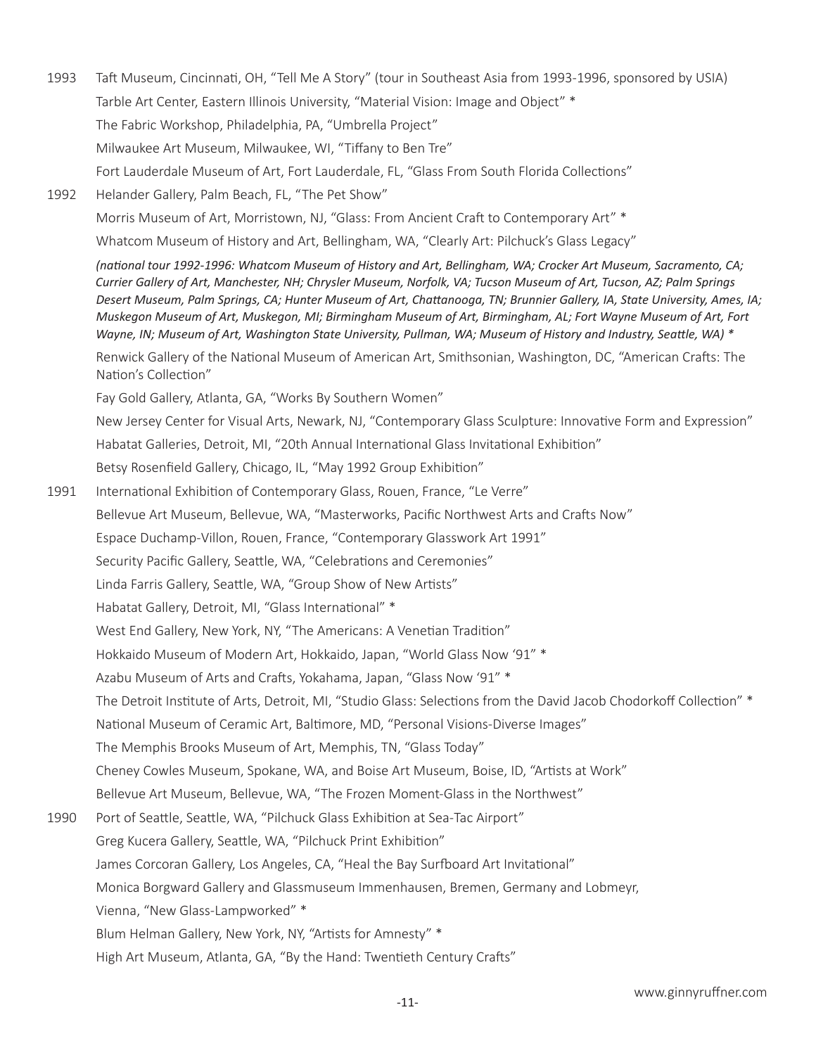1993 Taft Museum, Cincinnati, OH, "Tell Me A Story" (tour in Southeast Asia from 1993-1996, sponsored by USIA)

Tarble Art Center, Eastern Illinois University, "Material Vision: Image and Object" *

The Fabric Workshop, Philadelphia, PA, "Umbrella Project"

Milwaukee Art Museum, Milwaukee, WI, "Tiffany to Ben Tre"

Fort Lauderdale Museum of Art, Fort Lauderdale, FL, "Glass From South Florida Collections"

1992 Helander Gallery, Palm Beach, FL, "The Pet Show"

Morris Museum of Art, Morristown, NJ, "Glass: From Ancient Craft to Contemporary Art" *

Whatcom Museum of History and Art, Bellingham, WA, "Clearly Art: Pilchuck's Glass Legacy"

*(national tour 1992-1996: Whatcom Museum of History and Art, Bellingham, WA; Crocker Art Museum, Sacramento, CA; Currier Gallery of Art, Manchester, NH; Chrysler Museum, Norfolk, VA; Tucson Museum of Art, Tucson, AZ; Palm Springs Desert Museum, Palm Springs, CA; Hunter Museum of Art, Chattanooga, TN; Brunnier Gallery, IA, State University, Ames, IA; Muskegon Museum of Art, Muskegon, MI; Birmingham Museum of Art, Birmingham, AL; Fort Wayne Museum of Art, Fort Wayne, IN; Museum of Art, Washington State University, Pullman, WA; Museum of History and Industry, Seattle, WA) **

Renwick Gallery of the National Museum of American Art, Smithsonian, Washington, DC, "American Crafts: The Nation's Collection"

Fay Gold Gallery, Atlanta, GA, "Works By Southern Women"

New Jersey Center for Visual Arts, Newark, NJ, "Contemporary Glass Sculpture: Innovative Form and Expression"

Habatat Galleries, Detroit, MI, "20th Annual International Glass Invitational Exhibition"

Betsy Rosenfield Gallery, Chicago, IL, "May 1992 Group Exhibition"

1991 International Exhibition of Contemporary Glass, Rouen, France, "Le Verre"

Bellevue Art Museum, Bellevue, WA, "Masterworks, Pacific Northwest Arts and Crafts Now"

Espace Duchamp-Villon, Rouen, France, "Contemporary Glasswork Art 1991"

Security Pacific Gallery, Seattle, WA, "Celebrations and Ceremonies"

Linda Farris Gallery, Seattle, WA, "Group Show of New Artists"

Habatat Gallery, Detroit, MI, "Glass International" *

West End Gallery, New York, NY, "The Americans: A Venetian Tradition"

Hokkaido Museum of Modern Art, Hokkaido, Japan, "World Glass Now '91" *

Azabu Museum of Arts and Crafts, Yokahama, Japan, "Glass Now '91" *

The Detroit Institute of Arts, Detroit, MI, "Studio Glass: Selections from the David Jacob Chodorkoff Collection" *

National Museum of Ceramic Art, Baltimore, MD, "Personal Visions-Diverse Images"

The Memphis Brooks Museum of Art, Memphis, TN, "Glass Today"

Cheney Cowles Museum, Spokane, WA, and Boise Art Museum, Boise, ID, "Artists at Work"

Bellevue Art Museum, Bellevue, WA, "The Frozen Moment-Glass in the Northwest"

1990 Port of Seattle, Seattle, WA, "Pilchuck Glass Exhibition at Sea-Tac Airport"

Greg Kucera Gallery, Seattle, WA, "Pilchuck Print Exhibition"

James Corcoran Gallery, Los Angeles, CA, "Heal the Bay Surfboard Art Invitational"

Monica Borgward Gallery and Glassmuseum Immenhausen, Bremen, Germany and Lobmeyr,

Vienna, "New Glass-Lampworked" *

Blum Helman Gallery, New York, NY, "Artists for Amnesty" *

High Art Museum, Atlanta, GA, "By the Hand: Twentieth Century Crafts"

www.ginnyruffner.com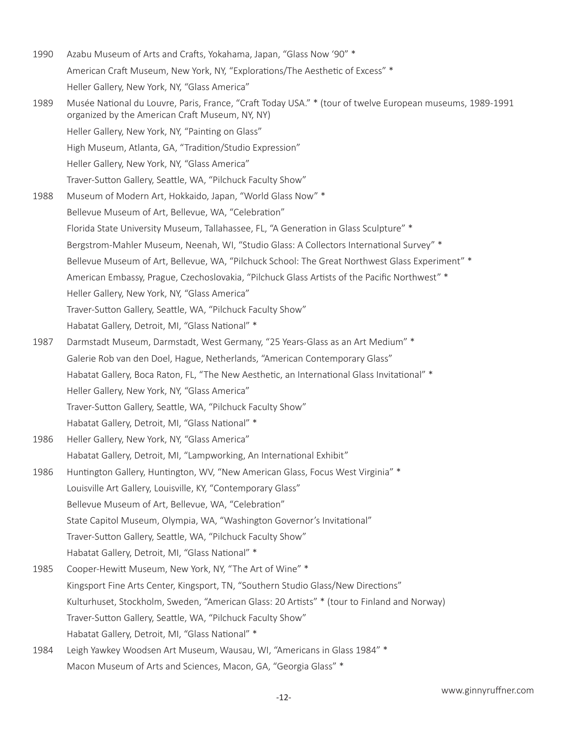1990 Azabu Museum of Arts and Crafts, Yokahama, Japan, “Glass Now ‘90” *
American Craft Museum, New York, NY, “Explorations/The Aesthetic of Excess” *
Heller Gallery, New York, NY, “Glass America”

1989 Musée National du Louvre, Paris, France, “Craft Today USA.” * (tour of twelve European museums, 1989-1991 organized by the American Craft Museum, NY, NY)
Heller Gallery, New York, NY, “Painting on Glass”
High Museum, Atlanta, GA, “Tradition/Studio Expression”
Heller Gallery, New York, NY, “Glass America”
Traver-Sutton Gallery, Seattle, WA, “Pilchuck Faculty Show”

1988 Museum of Modern Art, Hokkaido, Japan, “World Glass Now” *
Bellevue Museum of Art, Bellevue, WA, “Celebration”
Florida State University Museum, Tallahassee, FL, “A Generation in Glass Sculpture” *
Bergstrom-Mahler Museum, Neenah, WI, “Studio Glass: A Collectors International Survey” *
Bellevue Museum of Art, Bellevue, WA, “Pilchuck School: The Great Northwest Glass Experiment” *
American Embassy, Prague, Czechoslovakia, “Pilchuck Glass Artists of the Pacific Northwest” *
Heller Gallery, New York, NY, “Glass America”
Traver-Sutton Gallery, Seattle, WA, “Pilchuck Faculty Show”
Habatat Gallery, Detroit, MI, “Glass National” *

1987 Darmstadt Museum, Darmstadt, West Germany, “25 Years-Glass as an Art Medium” *
Galerie Rob van den Doel, Hague, Netherlands, “American Contemporary Glass”
Habatat Gallery, Boca Raton, FL, “The New Aesthetic, an International Glass Invitational” *
Heller Gallery, New York, NY, “Glass America”
Traver-Sutton Gallery, Seattle, WA, “Pilchuck Faculty Show”
Habatat Gallery, Detroit, MI, “Glass National” *

1986 Heller Gallery, New York, NY, “Glass America”
Habatat Gallery, Detroit, MI, “Lampworking, An International Exhibit”

1986 Huntington Gallery, Huntington, WV, “New American Glass, Focus West Virginia” *
Louisville Art Gallery, Louisville, KY, “Contemporary Glass”
Bellevue Museum of Art, Bellevue, WA, “Celebration”
State Capitol Museum, Olympia, WA, “Washington Governor’s Invitational”
Traver-Sutton Gallery, Seattle, WA, “Pilchuck Faculty Show”
Habatat Gallery, Detroit, MI, “Glass National” *

1985 Cooper-Hewitt Museum, New York, NY, “The Art of Wine” *
Kingsport Fine Arts Center, Kingsport, TN, “Southern Studio Glass/New Directions”
Kulturhuset, Stockholm, Sweden, “American Glass: 20 Artists” * (tour to Finland and Norway)
Traver-Sutton Gallery, Seattle, WA, “Pilchuck Faculty Show”
Habatat Gallery, Detroit, MI, “Glass National” *

1984 Leigh Yawkey Woodsen Art Museum, Wausau, WI, “Americans in Glass 1984” *
Macon Museum of Arts and Sciences, Macon, GA, “Georgia Glass” *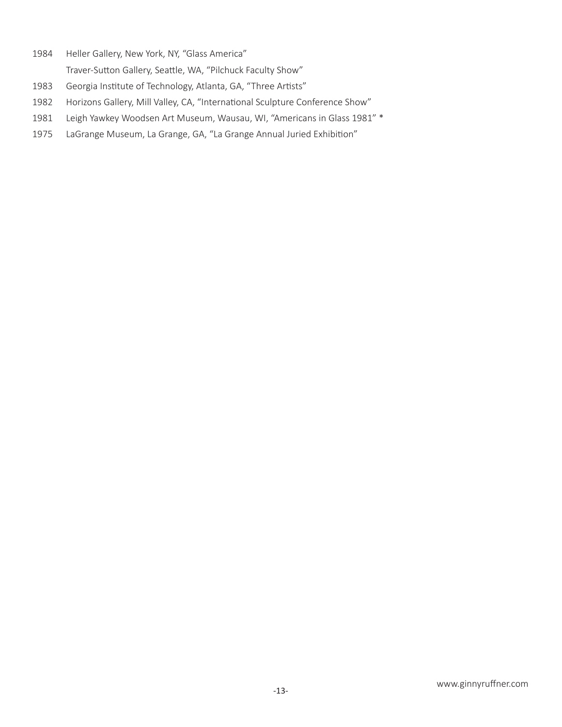1984 Heller Gallery, New York, NY, “Glass America”

Traver-Sutton Gallery, Seattle, WA, “Pilchuck Faculty Show”

1983 Georgia Institute of Technology, Atlanta, GA, “Three Artists”

1982 Horizons Gallery, Mill Valley, CA, “International Sculpture Conference Show”

1981 Leigh Yawkey Woodsen Art Museum, Wausau, WI, “Americans in Glass 1981” *

1975 LaGrange Museum, La Grange, GA, “La Grange Annual Juried Exhibition”

www.ginnyruffner.com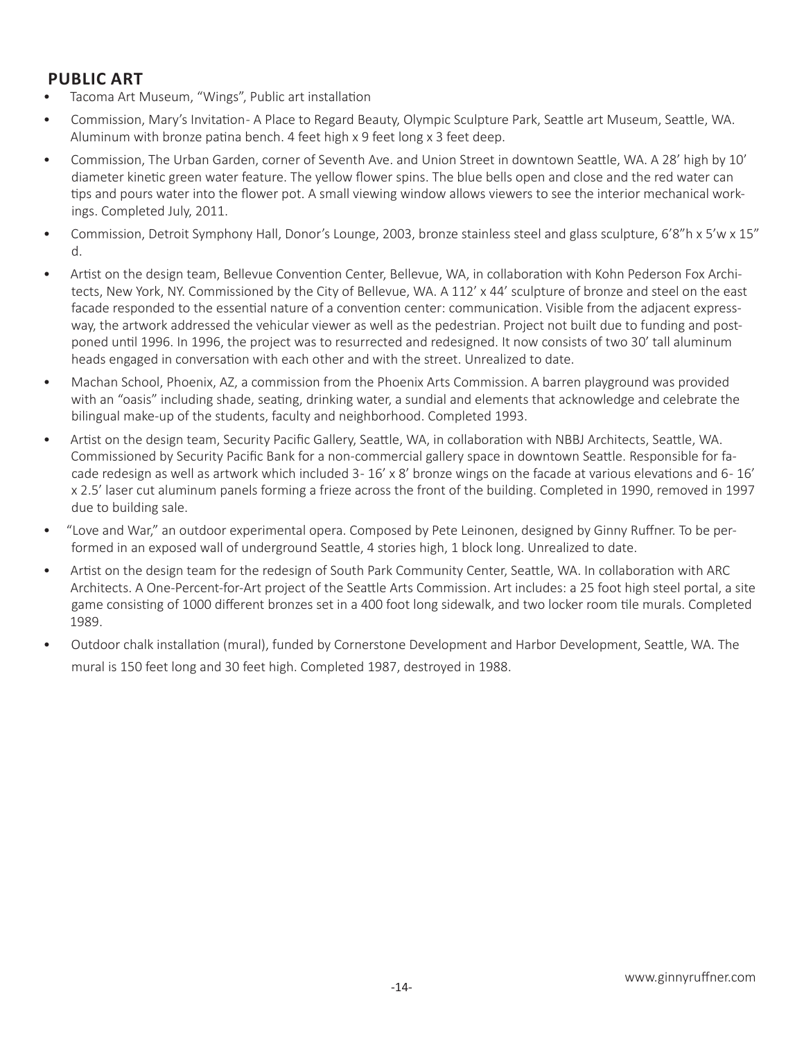## PUBLIC ART

- Tacoma Art Museum, "Wings", Public art installation
- Commission, Mary's Invitation- A Place to Regard Beauty, Olympic Sculpture Park, Seattle art Museum, Seattle, WA. Aluminum with bronze patina bench. 4 feet high x 9 feet long x 3 feet deep.
- Commission, The Urban Garden, corner of Seventh Ave. and Union Street in downtown Seattle, WA. A 28' high by 10' diameter kinetic green water feature. The yellow flower spins. The blue bells open and close and the red water can tips and pours water into the flower pot. A small viewing window allows viewers to see the interior mechanical workings. Completed July, 2011.
- Commission, Detroit Symphony Hall, Donor's Lounge, 2003, bronze stainless steel and glass sculpture, 6'8"h x 5'w x 15" d.
- Artist on the design team, Bellevue Convention Center, Bellevue, WA, in collaboration with Kohn Pederson Fox Architects, New York, NY. Commissioned by the City of Bellevue, WA. A 112' x 44' sculpture of bronze and steel on the east facade responded to the essential nature of a convention center: communication. Visible from the adjacent expressway, the artwork addressed the vehicular viewer as well as the pedestrian. Project not built due to funding and postponed until 1996. In 1996, the project was to resurrected and redesigned. It now consists of two 30' tall aluminum heads engaged in conversation with each other and with the street. Unrealized to date.
- Machan School, Phoenix, AZ, a commission from the Phoenix Arts Commission. A barren playground was provided with an "oasis" including shade, seating, drinking water, a sundial and elements that acknowledge and celebrate the bilingual make-up of the students, faculty and neighborhood. Completed 1993.
- Artist on the design team, Security Pacific Gallery, Seattle, WA, in collaboration with NBBJ Architects, Seattle, WA. Commissioned by Security Pacific Bank for a non-commercial gallery space in downtown Seattle. Responsible for facade redesign as well as artwork which included 3- 16' x 8' bronze wings on the facade at various elevations and 6- 16' x 2.5' laser cut aluminum panels forming a frieze across the front of the building. Completed in 1990, removed in 1997 due to building sale.
- "Love and War," an outdoor experimental opera. Composed by Pete Leinonen, designed by Ginny Ruffner. To be performed in an exposed wall of underground Seattle, 4 stories high, 1 block long. Unrealized to date.
- Artist on the design team for the redesign of South Park Community Center, Seattle, WA. In collaboration with ARC Architects. A One-Percent-for-Art project of the Seattle Arts Commission. Art includes: a 25 foot high steel portal, a site game consisting of 1000 different bronzes set in a 400 foot long sidewalk, and two locker room tile murals. Completed 1989.
- Outdoor chalk installation (mural), funded by Cornerstone Development and Harbor Development, Seattle, WA. The mural is 150 feet long and 30 feet high. Completed 1987, destroyed in 1988.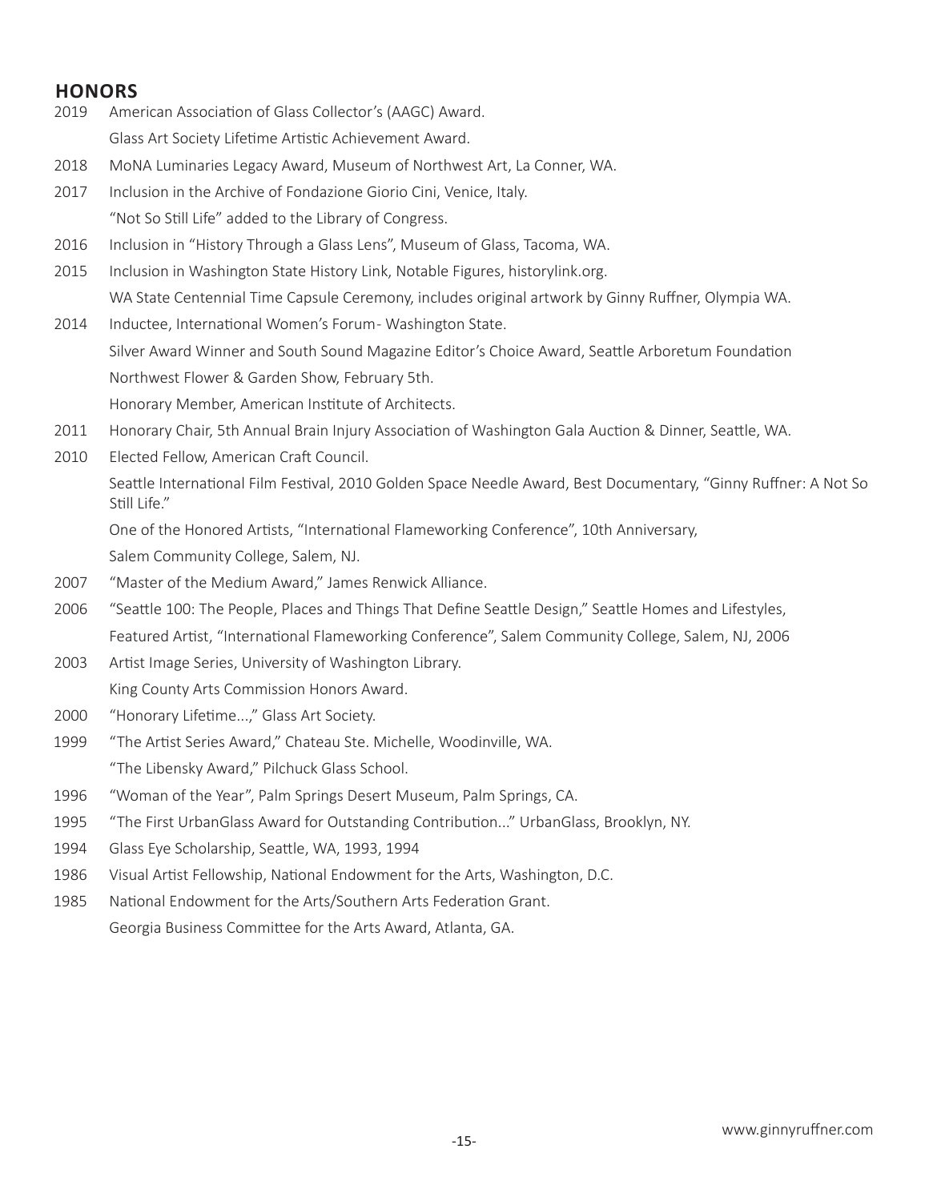## HONORS

2019 American Association of Glass Collector's (AAGC) Award.
Glass Art Society Lifetime Artistic Achievement Award.

2018 MoNA Luminaries Legacy Award, Museum of Northwest Art, La Conner, WA.

2017 Inclusion in the Archive of Fondazione Giorio Cini, Venice, Italy.
"Not So Still Life" added to the Library of Congress.

2016 Inclusion in "History Through a Glass Lens", Museum of Glass, Tacoma, WA.

2015 Inclusion in Washington State History Link, Notable Figures, historylink.org.
WA State Centennial Time Capsule Ceremony, includes original artwork by Ginny Ruffner, Olympia WA.

2014 Inductee, International Women's Forum- Washington State.
Silver Award Winner and South Sound Magazine Editor's Choice Award, Seattle Arboretum Foundation Northwest Flower & Garden Show, February 5th.
Honorary Member, American Institute of Architects.

2011 Honorary Chair, 5th Annual Brain Injury Association of Washington Gala Auction & Dinner, Seattle, WA.

2010 Elected Fellow, American Craft Council.
Seattle International Film Festival, 2010 Golden Space Needle Award, Best Documentary, "Ginny Ruffner: A Not So Still Life."
One of the Honored Artists, "International Flameworking Conference", 10th Anniversary, Salem Community College, Salem, NJ.

2007 "Master of the Medium Award," James Renwick Alliance.

2006 "Seattle 100: The People, Places and Things That Define Seattle Design," Seattle Homes and Lifestyles,
Featured Artist, "International Flameworking Conference", Salem Community College, Salem, NJ, 2006

2003 Artist Image Series, University of Washington Library.
King County Arts Commission Honors Award.

2000 "Honorary Lifetime...," Glass Art Society.

1999 "The Artist Series Award," Chateau Ste. Michelle, Woodinville, WA.
"The Libensky Award," Pilchuck Glass School.

1996 "Woman of the Year", Palm Springs Desert Museum, Palm Springs, CA.

1995 "The First UrbanGlass Award for Outstanding Contribution..." UrbanGlass, Brooklyn, NY.

1994 Glass Eye Scholarship, Seattle, WA, 1993, 1994

1986 Visual Artist Fellowship, National Endowment for the Arts, Washington, D.C.

1985 National Endowment for the Arts/Southern Arts Federation Grant.
Georgia Business Committee for the Arts Award, Atlanta, GA.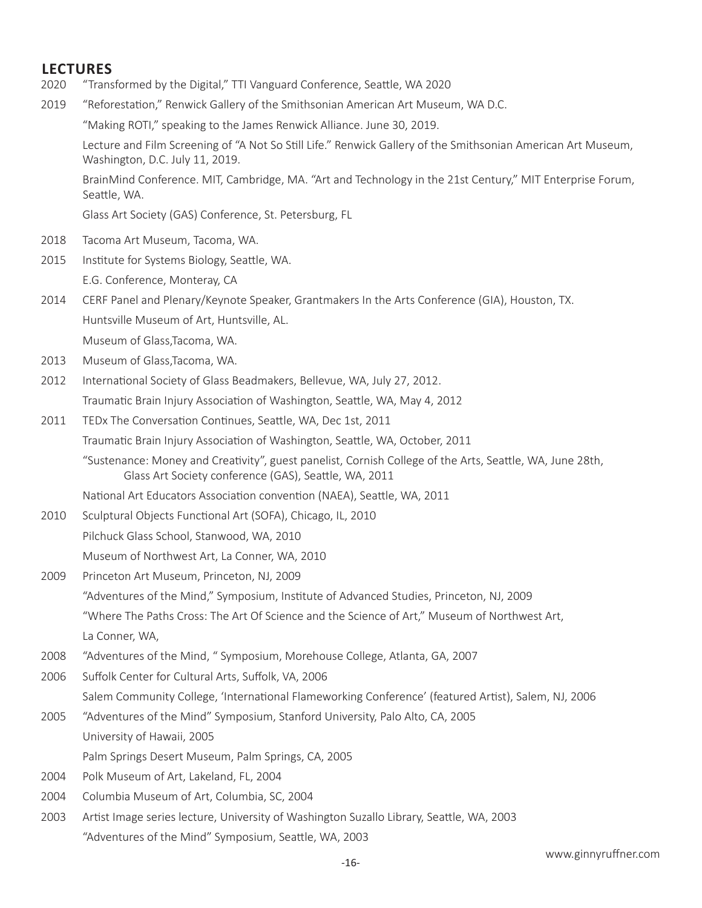## LECTURES

2020 "Transformed by the Digital," TTI Vanguard Conference, Seattle, WA 2020

2019 "Reforestation," Renwick Gallery of the Smithsonian American Art Museum, WA D.C.

"Making ROTI," speaking to the James Renwick Alliance. June 30, 2019.

Lecture and Film Screening of "A Not So Still Life." Renwick Gallery of the Smithsonian American Art Museum, Washington, D.C. July 11, 2019.

BrainMind Conference. MIT, Cambridge, MA. "Art and Technology in the 21st Century," MIT Enterprise Forum, Seattle, WA.

Glass Art Society (GAS) Conference, St. Petersburg, FL

2018 Tacoma Art Museum, Tacoma, WA.

2015 Institute for Systems Biology, Seattle, WA.

E.G. Conference, Monteray, CA

2014 CERF Panel and Plenary/Keynote Speaker, Grantmakers In the Arts Conference (GIA), Houston, TX.

Huntsville Museum of Art, Huntsville, AL.

Museum of Glass,Tacoma, WA.

2013 Museum of Glass,Tacoma, WA.

2012 International Society of Glass Beadmakers, Bellevue, WA, July 27, 2012.

Traumatic Brain Injury Association of Washington, Seattle, WA, May 4, 2012

2011 TEDx The Conversation Continues, Seattle, WA, Dec 1st, 2011

Traumatic Brain Injury Association of Washington, Seattle, WA, October, 2011

"Sustenance: Money and Creativity", guest panelist, Cornish College of the Arts, Seattle, WA, June 28th, Glass Art Society conference (GAS), Seattle, WA, 2011

National Art Educators Association convention (NAEA), Seattle, WA, 2011

2010 Sculptural Objects Functional Art (SOFA), Chicago, IL, 2010

Pilchuck Glass School, Stanwood, WA, 2010

Museum of Northwest Art, La Conner, WA, 2010

2009 Princeton Art Museum, Princeton, NJ, 2009

"Adventures of the Mind," Symposium, Institute of Advanced Studies, Princeton, NJ, 2009

"Where The Paths Cross: The Art Of Science and the Science of Art," Museum of Northwest Art, La Conner, WA,

2008 "Adventures of the Mind, " Symposium, Morehouse College, Atlanta, GA, 2007

2006 Suffolk Center for Cultural Arts, Suffolk, VA, 2006

Salem Community College, 'International Flameworking Conference' (featured Artist), Salem, NJ, 2006

2005 "Adventures of the Mind" Symposium, Stanford University, Palo Alto, CA, 2005

University of Hawaii, 2005

Palm Springs Desert Museum, Palm Springs, CA, 2005

2004 Polk Museum of Art, Lakeland, FL, 2004

2004 Columbia Museum of Art, Columbia, SC, 2004

2003 Artist Image series lecture, University of Washington Suzallo Library, Seattle, WA, 2003

"Adventures of the Mind" Symposium, Seattle, WA, 2003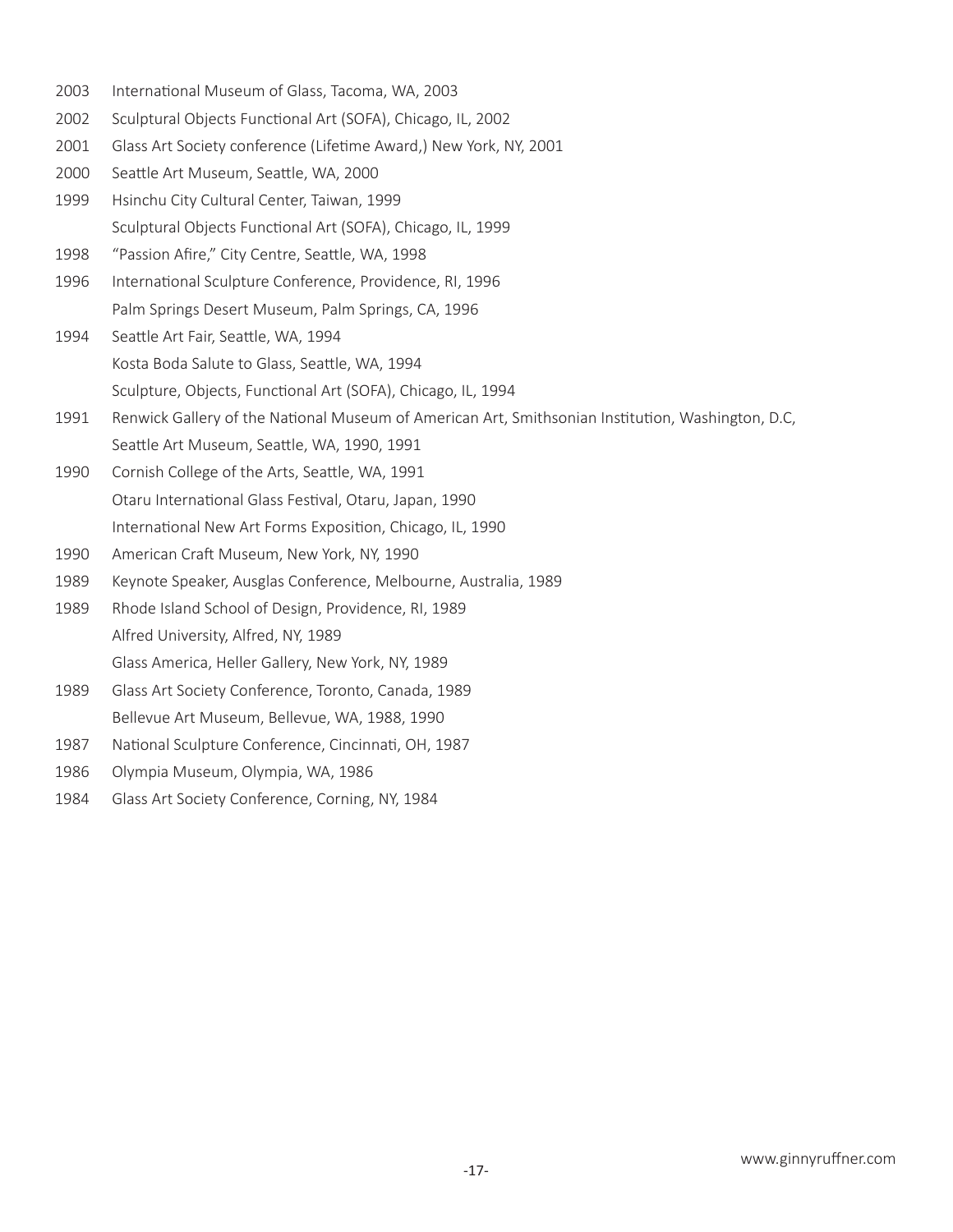2003 International Museum of Glass, Tacoma, WA, 2003

2002 Sculptural Objects Functional Art (SOFA), Chicago, IL, 2002

2001 Glass Art Society conference (Lifetime Award,) New York, NY, 2001

2000 Seattle Art Museum, Seattle, WA, 2000

1999 Hsinchu City Cultural Center, Taiwan, 1999
Sculptural Objects Functional Art (SOFA), Chicago, IL, 1999

1998 "Passion Afire," City Centre, Seattle, WA, 1998

1996 International Sculpture Conference, Providence, RI, 1996
Palm Springs Desert Museum, Palm Springs, CA, 1996

1994 Seattle Art Fair, Seattle, WA, 1994
Kosta Boda Salute to Glass, Seattle, WA, 1994
Sculpture, Objects, Functional Art (SOFA), Chicago, IL, 1994

1991 Renwick Gallery of the National Museum of American Art, Smithsonian Institution, Washington, D.C,
Seattle Art Museum, Seattle, WA, 1990, 1991

1990 Cornish College of the Arts, Seattle, WA, 1991
Otaru International Glass Festival, Otaru, Japan, 1990
International New Art Forms Exposition, Chicago, IL, 1990

1990 American Craft Museum, New York, NY, 1990

1989 Keynote Speaker, Ausglas Conference, Melbourne, Australia, 1989

1989 Rhode Island School of Design, Providence, RI, 1989
Alfred University, Alfred, NY, 1989
Glass America, Heller Gallery, New York, NY, 1989

1989 Glass Art Society Conference, Toronto, Canada, 1989
Bellevue Art Museum, Bellevue, WA, 1988, 1990

1987 National Sculpture Conference, Cincinnati, OH, 1987

1986 Olympia Museum, Olympia, WA, 1986

1984 Glass Art Society Conference, Corning, NY, 1984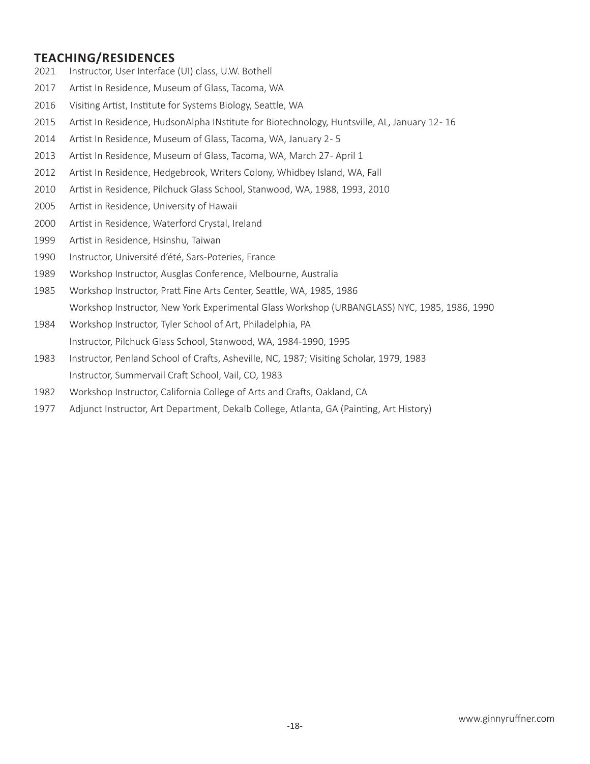## TEACHING/RESIDENCES

2021 Instructor, User Interface (UI) class, U.W. Bothell

2017 Artist In Residence, Museum of Glass, Tacoma, WA

2016 Visiting Artist, Institute for Systems Biology, Seattle, WA

2015 Artist In Residence, HudsonAlpha INstitute for Biotechnology, Huntsville, AL, January 12- 16

2014 Artist In Residence, Museum of Glass, Tacoma, WA, January 2- 5

2013 Artist In Residence, Museum of Glass, Tacoma, WA, March 27- April 1

2012 Artist In Residence, Hedgebrook, Writers Colony, Whidbey Island, WA, Fall

2010 Artist in Residence, Pilchuck Glass School, Stanwood, WA, 1988, 1993, 2010

2005 Artist in Residence, University of Hawaii

2000 Artist in Residence, Waterford Crystal, Ireland

1999 Artist in Residence, Hsinshu, Taiwan

1990 Instructor, Université d'été, Sars-Poteries, France

1989 Workshop Instructor, Ausglas Conference, Melbourne, Australia

1985 Workshop Instructor, Pratt Fine Arts Center, Seattle, WA, 1985, 1986
Workshop Instructor, New York Experimental Glass Workshop (URBANGLASS) NYC, 1985, 1986, 1990

1984 Workshop Instructor, Tyler School of Art, Philadelphia, PA
Instructor, Pilchuck Glass School, Stanwood, WA, 1984-1990, 1995

1983 Instructor, Penland School of Crafts, Asheville, NC, 1987; Visiting Scholar, 1979, 1983
Instructor, Summervail Craft School, Vail, CO, 1983

1982 Workshop Instructor, California College of Arts and Crafts, Oakland, CA

1977 Adjunct Instructor, Art Department, Dekalb College, Atlanta, GA (Painting, Art History)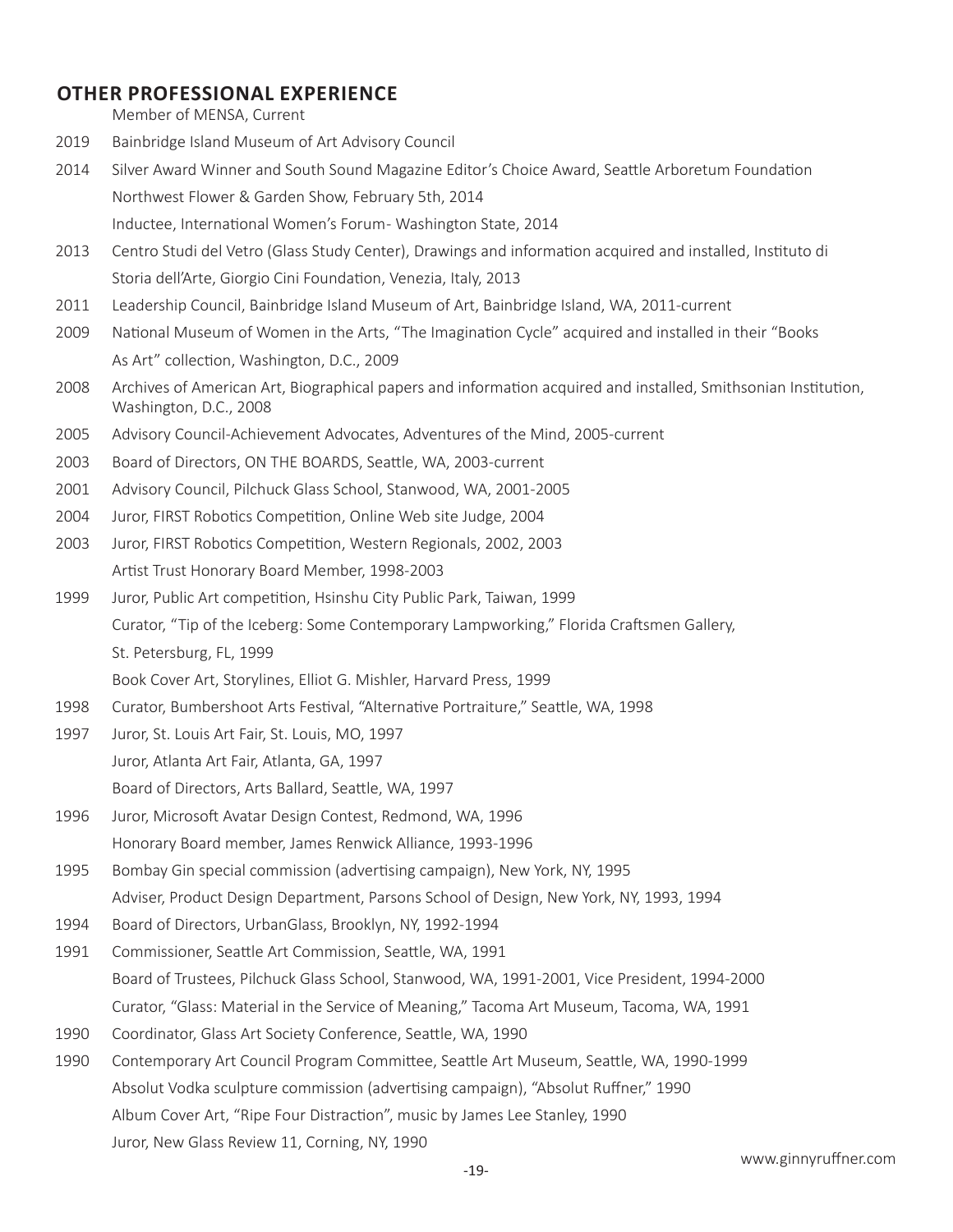## OTHER PROFESSIONAL EXPERIENCE

Member of MENSA, Current

2019 Bainbridge Island Museum of Art Advisory Council

2014 Silver Award Winner and South Sound Magazine Editor's Choice Award, Seattle Arboretum Foundation Northwest Flower & Garden Show, February 5th, 2014

Inductee, International Women's Forum- Washington State, 2014

2013 Centro Studi del Vetro (Glass Study Center), Drawings and information acquired and installed, Instituto di Storia dell'Arte, Giorgio Cini Foundation, Venezia, Italy, 2013

2011 Leadership Council, Bainbridge Island Museum of Art, Bainbridge Island, WA, 2011-current

2009 National Museum of Women in the Arts, "The Imagination Cycle" acquired and installed in their "Books As Art" collection, Washington, D.C., 2009

2008 Archives of American Art, Biographical papers and information acquired and installed, Smithsonian Institution, Washington, D.C., 2008

2005 Advisory Council-Achievement Advocates, Adventures of the Mind, 2005-current

2003 Board of Directors, ON THE BOARDS, Seattle, WA, 2003-current

2001 Advisory Council, Pilchuck Glass School, Stanwood, WA, 2001-2005

2004 Juror, FIRST Robotics Competition, Online Web site Judge, 2004

2003 Juror, FIRST Robotics Competition, Western Regionals, 2002, 2003

Artist Trust Honorary Board Member, 1998-2003

1999 Juror, Public Art competition, Hsinshu City Public Park, Taiwan, 1999

Curator, "Tip of the Iceberg: Some Contemporary Lampworking," Florida Craftsmen Gallery, St. Petersburg, FL, 1999

Book Cover Art, Storylines, Elliot G. Mishler, Harvard Press, 1999

1998 Curator, Bumbershoot Arts Festival, "Alternative Portraiture," Seattle, WA, 1998

1997 Juror, St. Louis Art Fair, St. Louis, MO, 1997

Juror, Atlanta Art Fair, Atlanta, GA, 1997

Board of Directors, Arts Ballard, Seattle, WA, 1997

1996 Juror, Microsoft Avatar Design Contest, Redmond, WA, 1996

Honorary Board member, James Renwick Alliance, 1993-1996

1995 Bombay Gin special commission (advertising campaign), New York, NY, 1995

Adviser, Product Design Department, Parsons School of Design, New York, NY, 1993, 1994

1994 Board of Directors, UrbanGlass, Brooklyn, NY, 1992-1994

1991 Commissioner, Seattle Art Commission, Seattle, WA, 1991

Board of Trustees, Pilchuck Glass School, Stanwood, WA, 1991-2001, Vice President, 1994-2000

Curator, "Glass: Material in the Service of Meaning," Tacoma Art Museum, Tacoma, WA, 1991

1990 Coordinator, Glass Art Society Conference, Seattle, WA, 1990

1990 Contemporary Art Council Program Committee, Seattle Art Museum, Seattle, WA, 1990-1999

Absolut Vodka sculpture commission (advertising campaign), "Absolut Ruffner," 1990

Album Cover Art, "Ripe Four Distraction", music by James Lee Stanley, 1990

Juror, New Glass Review 11, Corning, NY, 1990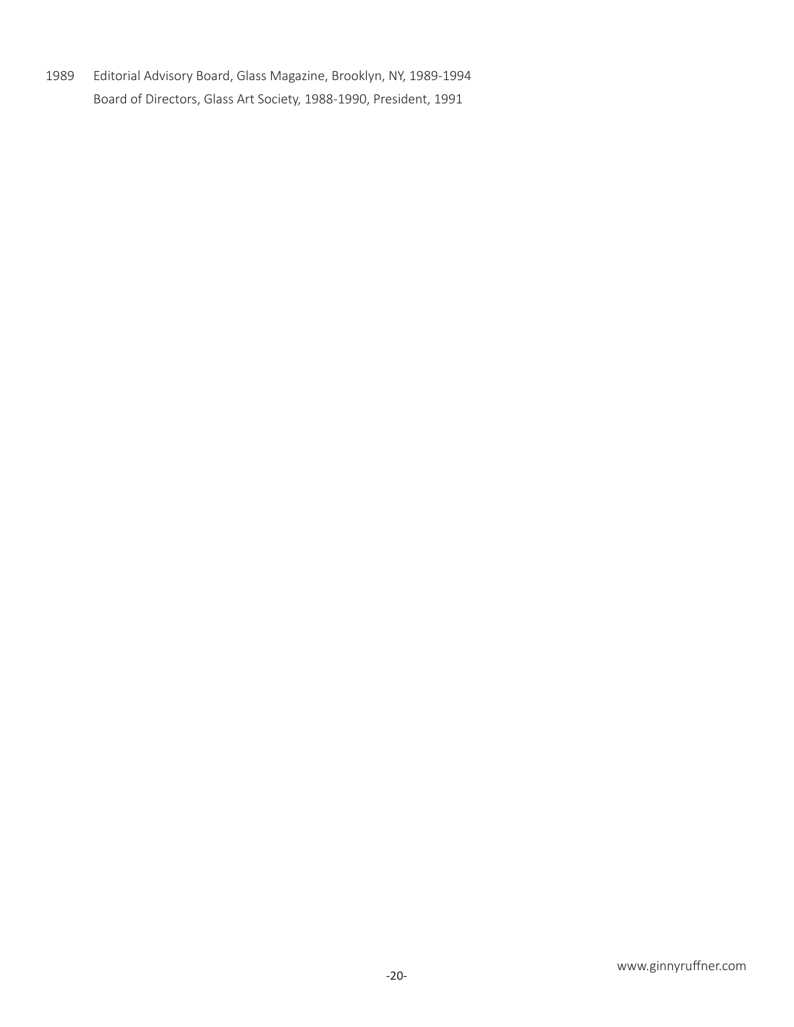1989 Editorial Advisory Board, Glass Magazine, Brooklyn, NY, 1989-1994
Board of Directors, Glass Art Society, 1988-1990, President, 1991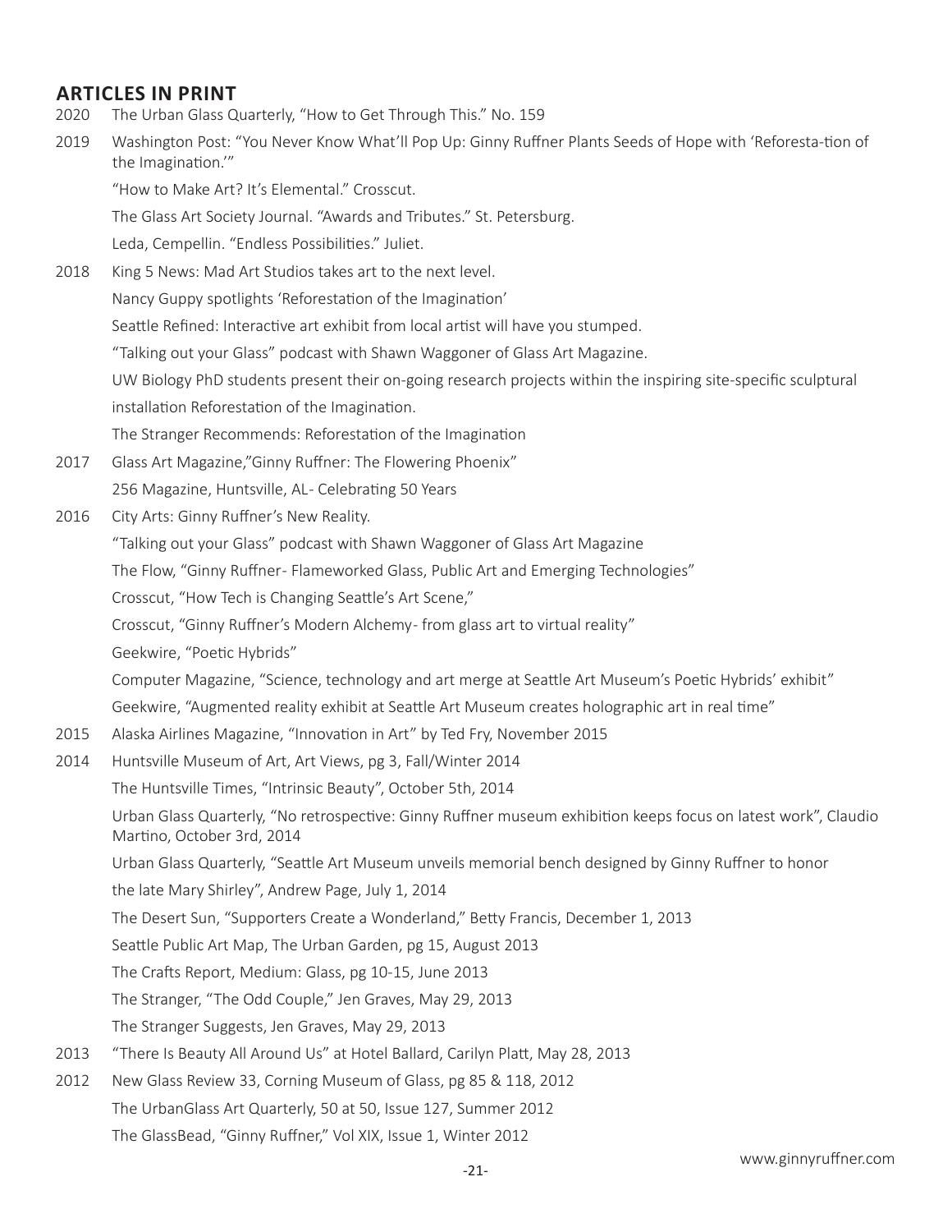## ARTICLES IN PRINT

2020 The Urban Glass Quarterly, "How to Get Through This." No. 159

2019 Washington Post: "You Never Know What'll Pop Up: Ginny Ruffner Plants Seeds of Hope with 'Reforesta-tion of the Imagination.'"

"How to Make Art? It's Elemental." Crosscut.

The Glass Art Society Journal. "Awards and Tributes." St. Petersburg.

Leda, Cempellin. "Endless Possibilities." Juliet.

2018 King 5 News: Mad Art Studios takes art to the next level.

Nancy Guppy spotlights 'Reforestation of the Imagination'

Seattle Refined: Interactive art exhibit from local artist will have you stumped.

"Talking out your Glass" podcast with Shawn Waggoner of Glass Art Magazine.

UW Biology PhD students present their on-going research projects within the inspiring site-specific sculptural installation Reforestation of the Imagination.

The Stranger Recommends: Reforestation of the Imagination

2017 Glass Art Magazine,"Ginny Ruffner: The Flowering Phoenix"

256 Magazine, Huntsville, AL- Celebrating 50 Years

2016 City Arts: Ginny Ruffner's New Reality.

"Talking out your Glass" podcast with Shawn Waggoner of Glass Art Magazine

The Flow, "Ginny Ruffner- Flameworked Glass, Public Art and Emerging Technologies"

Crosscut, "How Tech is Changing Seattle's Art Scene,"

Crosscut, "Ginny Ruffner's Modern Alchemy- from glass art to virtual reality"

Geekwire, "Poetic Hybrids"

Computer Magazine, "Science, technology and art merge at Seattle Art Museum's Poetic Hybrids' exhibit"

Geekwire, "Augmented reality exhibit at Seattle Art Museum creates holographic art in real time"

2015 Alaska Airlines Magazine, "Innovation in Art" by Ted Fry, November 2015

2014 Huntsville Museum of Art, Art Views, pg 3, Fall/Winter 2014

The Huntsville Times, "Intrinsic Beauty", October 5th, 2014

Urban Glass Quarterly, "No retrospective: Ginny Ruffner museum exhibition keeps focus on latest work", Claudio Martino, October 3rd, 2014

Urban Glass Quarterly, "Seattle Art Museum unveils memorial bench designed by Ginny Ruffner to honor the late Mary Shirley", Andrew Page, July 1, 2014

The Desert Sun, "Supporters Create a Wonderland," Betty Francis, December 1, 2013

Seattle Public Art Map, The Urban Garden, pg 15, August 2013

The Crafts Report, Medium: Glass, pg 10-15, June 2013

The Stranger, "The Odd Couple," Jen Graves, May 29, 2013

The Stranger Suggests, Jen Graves, May 29, 2013

2013 "There Is Beauty All Around Us" at Hotel Ballard, Carilyn Platt, May 28, 2013

2012 New Glass Review 33, Corning Museum of Glass, pg 85 & 118, 2012

The UrbanGlass Art Quarterly, 50 at 50, Issue 127, Summer 2012

The GlassBead, "Ginny Ruffner," Vol XIX, Issue 1, Winter 2012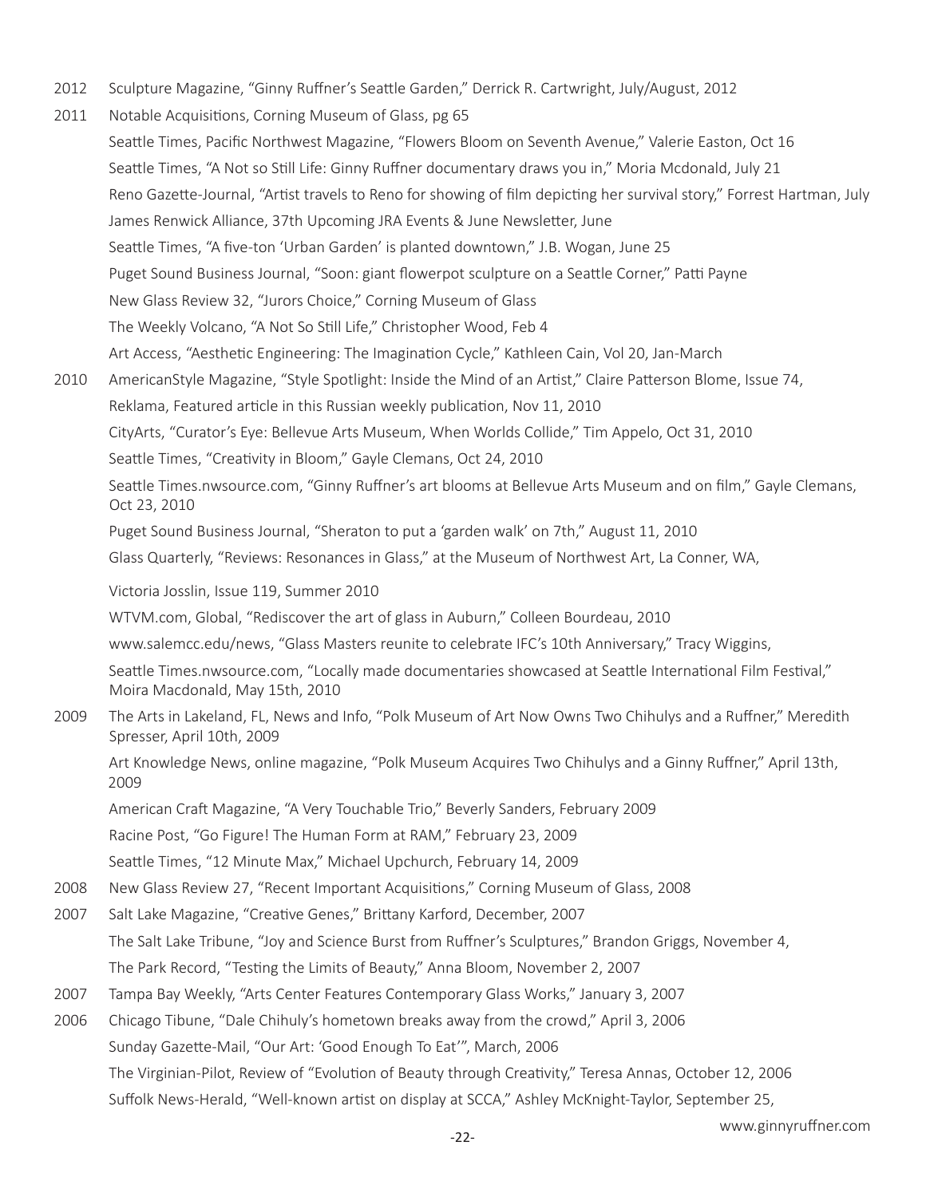2012 Sculpture Magazine, "Ginny Ruffner's Seattle Garden," Derrick R. Cartwright, July/August, 2012

2011 Notable Acquisitions, Corning Museum of Glass, pg 65

Seattle Times, Pacific Northwest Magazine, "Flowers Bloom on Seventh Avenue," Valerie Easton, Oct 16

Seattle Times, "A Not so Still Life: Ginny Ruffner documentary draws you in," Moria Mcdonald, July 21

Reno Gazette-Journal, "Artist travels to Reno for showing of film depicting her survival story," Forrest Hartman, July

James Renwick Alliance, 37th Upcoming JRA Events & June Newsletter, June

Seattle Times, "A five-ton 'Urban Garden' is planted downtown," J.B. Wogan, June 25

Puget Sound Business Journal, "Soon: giant flowerpot sculpture on a Seattle Corner," Patti Payne

New Glass Review 32, "Jurors Choice," Corning Museum of Glass

The Weekly Volcano, "A Not So Still Life," Christopher Wood, Feb 4

Art Access, "Aesthetic Engineering: The Imagination Cycle," Kathleen Cain, Vol 20, Jan-March

2010 AmericanStyle Magazine, "Style Spotlight: Inside the Mind of an Artist," Claire Patterson Blome, Issue 74,

Reklama, Featured article in this Russian weekly publication, Nov 11, 2010

CityArts, "Curator's Eye: Bellevue Arts Museum, When Worlds Collide," Tim Appelo, Oct 31, 2010

Seattle Times, "Creativity in Bloom," Gayle Clemans, Oct 24, 2010

Seattle Times.nwsource.com, "Ginny Ruffner's art blooms at Bellevue Arts Museum and on film," Gayle Clemans, Oct 23, 2010

Puget Sound Business Journal, "Sheraton to put a 'garden walk' on 7th," August 11, 2010

Glass Quarterly, "Reviews: Resonances in Glass," at the Museum of Northwest Art, La Conner, WA,

Victoria Josslin, Issue 119, Summer 2010

WTVM.com, Global, "Rediscover the art of glass in Auburn," Colleen Bourdeau, 2010

www.salemcc.edu/news, "Glass Masters reunite to celebrate IFC's 10th Anniversary," Tracy Wiggins,

Seattle Times.nwsource.com, "Locally made documentaries showcased at Seattle International Film Festival," Moira Macdonald, May 15th, 2010

2009 The Arts in Lakeland, FL, News and Info, "Polk Museum of Art Now Owns Two Chihulys and a Ruffner," Meredith Spresser, April 10th, 2009

Art Knowledge News, online magazine, "Polk Museum Acquires Two Chihulys and a Ginny Ruffner," April 13th, 2009

American Craft Magazine, "A Very Touchable Trio," Beverly Sanders, February 2009

Racine Post, "Go Figure! The Human Form at RAM," February 23, 2009

Seattle Times, "12 Minute Max," Michael Upchurch, February 14, 2009

2008 New Glass Review 27, "Recent Important Acquisitions," Corning Museum of Glass, 2008

2007 Salt Lake Magazine, "Creative Genes," Brittany Karford, December, 2007

The Salt Lake Tribune, "Joy and Science Burst from Ruffner's Sculptures," Brandon Griggs, November 4,

The Park Record, "Testing the Limits of Beauty," Anna Bloom, November 2, 2007

2007 Tampa Bay Weekly, "Arts Center Features Contemporary Glass Works," January 3, 2007

2006 Chicago Tibune, "Dale Chihuly's hometown breaks away from the crowd," April 3, 2006

Sunday Gazette-Mail, "Our Art: 'Good Enough To Eat'", March, 2006

The Virginian-Pilot, Review of "Evolution of Beauty through Creativity," Teresa Annas, October 12, 2006

Suffolk News-Herald, "Well-known artist on display at SCCA," Ashley McKnight-Taylor, September 25,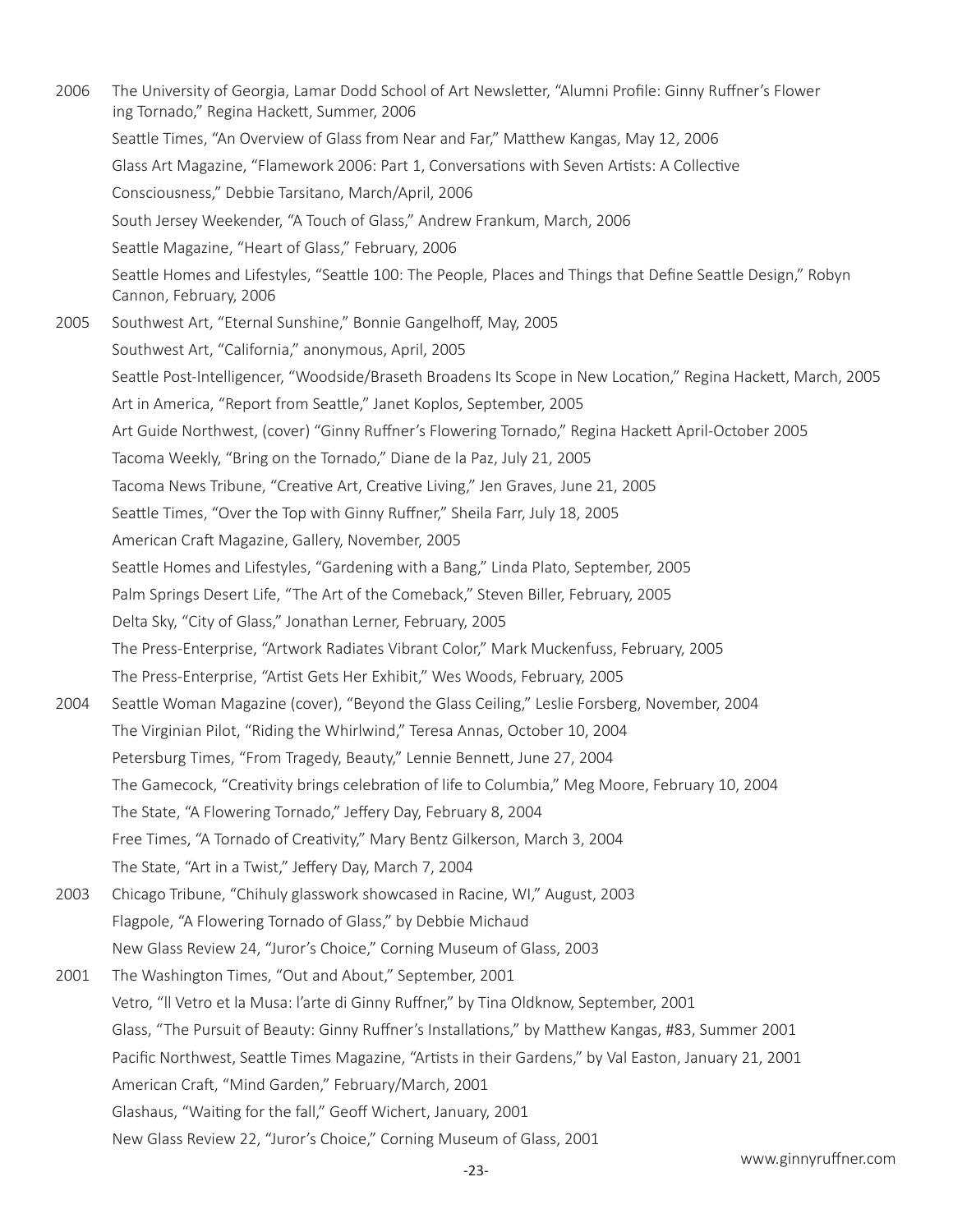2006 The University of Georgia, Lamar Dodd School of Art Newsletter, "Alumni Profile: Ginny Ruffner's Flower ing Tornado," Regina Hackett, Summer, 2006

Seattle Times, "An Overview of Glass from Near and Far," Matthew Kangas, May 12, 2006

Glass Art Magazine, "Flamework 2006: Part 1, Conversations with Seven Artists: A Collective Consciousness," Debbie Tarsitano, March/April, 2006

South Jersey Weekender, "A Touch of Glass," Andrew Frankum, March, 2006

Seattle Magazine, "Heart of Glass," February, 2006

Seattle Homes and Lifestyles, "Seattle 100: The People, Places and Things that Define Seattle Design," Robyn Cannon, February, 2006

2005 Southwest Art, "Eternal Sunshine," Bonnie Gangelhoff, May, 2005

Southwest Art, "California," anonymous, April, 2005

Seattle Post-Intelligencer, "Woodside/Braseth Broadens Its Scope in New Location," Regina Hackett, March, 2005

Art in America, "Report from Seattle," Janet Koplos, September, 2005

Art Guide Northwest, (cover) "Ginny Ruffner's Flowering Tornado," Regina Hackett April-October 2005

Tacoma Weekly, "Bring on the Tornado," Diane de la Paz, July 21, 2005

Tacoma News Tribune, "Creative Art, Creative Living," Jen Graves, June 21, 2005

Seattle Times, "Over the Top with Ginny Ruffner," Sheila Farr, July 18, 2005

American Craft Magazine, Gallery, November, 2005

Seattle Homes and Lifestyles, "Gardening with a Bang," Linda Plato, September, 2005

Palm Springs Desert Life, "The Art of the Comeback," Steven Biller, February, 2005

Delta Sky, "City of Glass," Jonathan Lerner, February, 2005

The Press-Enterprise, "Artwork Radiates Vibrant Color," Mark Muckenfuss, February, 2005

The Press-Enterprise, "Artist Gets Her Exhibit," Wes Woods, February, 2005

2004 Seattle Woman Magazine (cover), "Beyond the Glass Ceiling," Leslie Forsberg, November, 2004

The Virginian Pilot, "Riding the Whirlwind," Teresa Annas, October 10, 2004

Petersburg Times, "From Tragedy, Beauty," Lennie Bennett, June 27, 2004

The Gamecock, "Creativity brings celebration of life to Columbia," Meg Moore, February 10, 2004

The State, "A Flowering Tornado," Jeffery Day, February 8, 2004

Free Times, "A Tornado of Creativity," Mary Bentz Gilkerson, March 3, 2004

The State, "Art in a Twist," Jeffery Day, March 7, 2004

2003 Chicago Tribune, "Chihuly glasswork showcased in Racine, WI," August, 2003

Flagpole, "A Flowering Tornado of Glass," by Debbie Michaud

New Glass Review 24, "Juror's Choice," Corning Museum of Glass, 2003

2001 The Washington Times, "Out and About," September, 2001

Vetro, "Il Vetro et la Musa: l'arte di Ginny Ruffner," by Tina Oldknow, September, 2001

Glass, "The Pursuit of Beauty: Ginny Ruffner's Installations," by Matthew Kangas, #83, Summer 2001

Pacific Northwest, Seattle Times Magazine, "Artists in their Gardens," by Val Easton, January 21, 2001

American Craft, "Mind Garden," February/March, 2001

Glashaus, "Waiting for the fall," Geoff Wichert, January, 2001

New Glass Review 22, "Juror's Choice," Corning Museum of Glass, 2001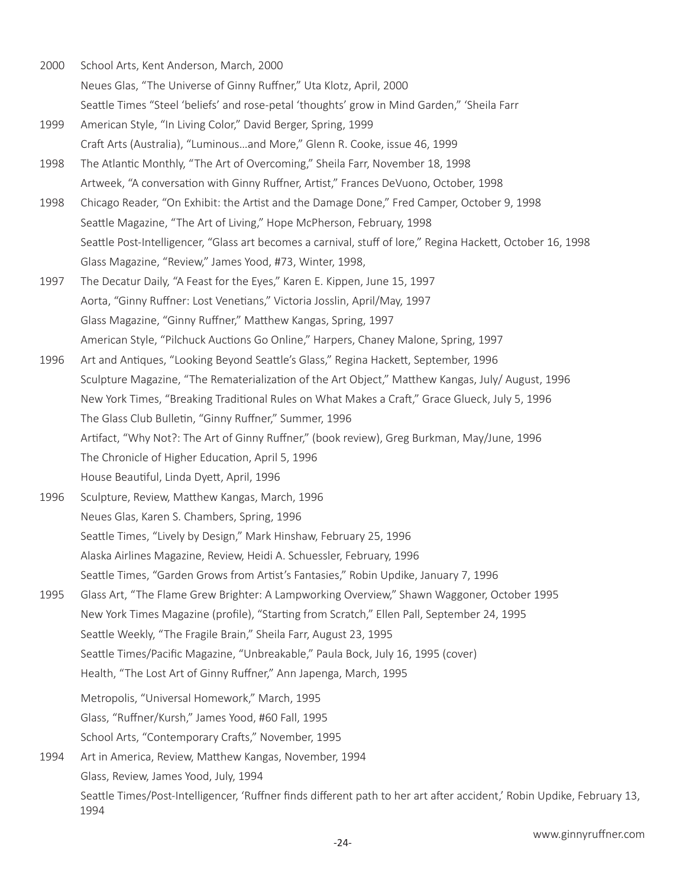2000 School Arts, Kent Anderson, March, 2000

Neues Glas, "The Universe of Ginny Ruffner," Uta Klotz, April, 2000

Seattle Times "Steel 'beliefs' and rose-petal 'thoughts' grow in Mind Garden," 'Sheila Farr

1999 American Style, "In Living Color," David Berger, Spring, 1999

Craft Arts (Australia), "Luminous…and More," Glenn R. Cooke, issue 46, 1999

1998 The Atlantic Monthly, "The Art of Overcoming," Sheila Farr, November 18, 1998

Artweek, "A conversation with Ginny Ruffner, Artist," Frances DeVuono, October, 1998

1998 Chicago Reader, "On Exhibit: the Artist and the Damage Done," Fred Camper, October 9, 1998

Seattle Magazine, "The Art of Living," Hope McPherson, February, 1998

Seattle Post-Intelligencer, "Glass art becomes a carnival, stuff of lore," Regina Hackett, October 16, 1998

Glass Magazine, "Review," James Yood, #73, Winter, 1998,

1997 The Decatur Daily, "A Feast for the Eyes," Karen E. Kippen, June 15, 1997

Aorta, "Ginny Ruffner: Lost Venetians," Victoria Josslin, April/May, 1997

Glass Magazine, "Ginny Ruffner," Matthew Kangas, Spring, 1997

American Style, "Pilchuck Auctions Go Online," Harpers, Chaney Malone, Spring, 1997

1996 Art and Antiques, "Looking Beyond Seattle's Glass," Regina Hackett, September, 1996

Sculpture Magazine, "The Rematerialization of the Art Object," Matthew Kangas, July/ August, 1996

New York Times, "Breaking Traditional Rules on What Makes a Craft," Grace Glueck, July 5, 1996

The Glass Club Bulletin, "Ginny Ruffner," Summer, 1996

Artifact, "Why Not?: The Art of Ginny Ruffner," (book review), Greg Burkman, May/June, 1996

The Chronicle of Higher Education, April 5, 1996

House Beautiful, Linda Dyett, April, 1996

1996 Sculpture, Review, Matthew Kangas, March, 1996

Neues Glas, Karen S. Chambers, Spring, 1996

Seattle Times, "Lively by Design," Mark Hinshaw, February 25, 1996

Alaska Airlines Magazine, Review, Heidi A. Schuessler, February, 1996

Seattle Times, "Garden Grows from Artist's Fantasies," Robin Updike, January 7, 1996

1995 Glass Art, "The Flame Grew Brighter: A Lampworking Overview," Shawn Waggoner, October 1995

New York Times Magazine (profile), "Starting from Scratch," Ellen Pall, September 24, 1995

Seattle Weekly, "The Fragile Brain," Sheila Farr, August 23, 1995

Seattle Times/Pacific Magazine, "Unbreakable," Paula Bock, July 16, 1995 (cover)

Health, "The Lost Art of Ginny Ruffner," Ann Japenga, March, 1995

Metropolis, "Universal Homework," March, 1995

Glass, "Ruffner/Kursh," James Yood, #60 Fall, 1995

School Arts, "Contemporary Crafts," November, 1995

1994 Art in America, Review, Matthew Kangas, November, 1994

Glass, Review, James Yood, July, 1994

Seattle Times/Post-Intelligencer, 'Ruffner finds different path to her art after accident,' Robin Updike, February 13, 1994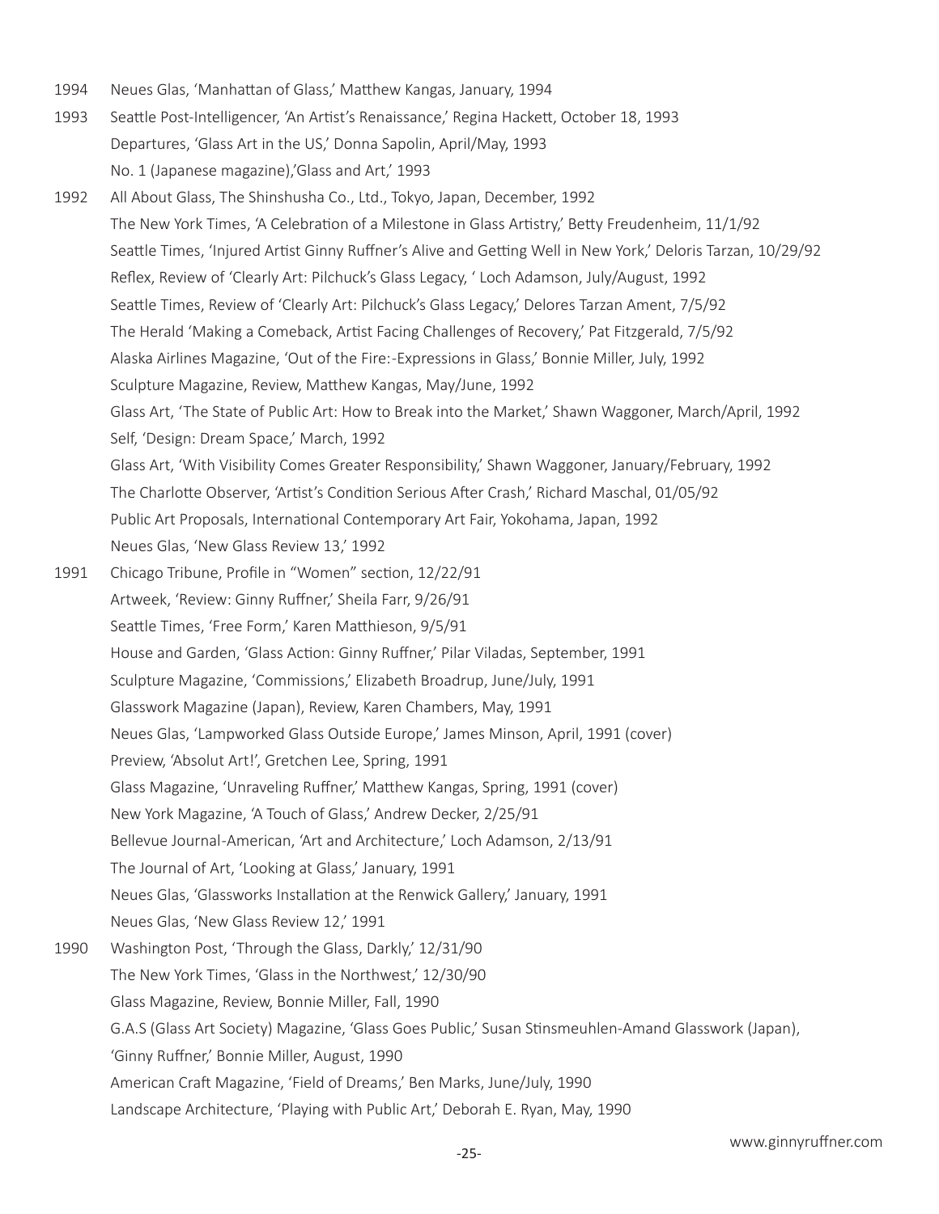1994 Neues Glas, 'Manhattan of Glass,' Matthew Kangas, January, 1994

1993 Seattle Post-Intelligencer, 'An Artist's Renaissance,' Regina Hackett, October 18, 1993
Departures, 'Glass Art in the US,' Donna Sapolin, April/May, 1993
No. 1 (Japanese magazine),'Glass and Art,' 1993

1992 All About Glass, The Shinshusha Co., Ltd., Tokyo, Japan, December, 1992
The New York Times, 'A Celebration of a Milestone in Glass Artistry,' Betty Freudenheim, 11/1/92
Seattle Times, 'Injured Artist Ginny Ruffner's Alive and Getting Well in New York,' Deloris Tarzan, 10/29/92
Reflex, Review of 'Clearly Art: Pilchuck's Glass Legacy, ' Loch Adamson, July/August, 1992
Seattle Times, Review of 'Clearly Art: Pilchuck's Glass Legacy,' Delores Tarzan Ament, 7/5/92
The Herald 'Making a Comeback, Artist Facing Challenges of Recovery,' Pat Fitzgerald, 7/5/92
Alaska Airlines Magazine, 'Out of the Fire:-Expressions in Glass,' Bonnie Miller, July, 1992
Sculpture Magazine, Review, Matthew Kangas, May/June, 1992
Glass Art, 'The State of Public Art: How to Break into the Market,' Shawn Waggoner, March/April, 1992
Self, 'Design: Dream Space,' March, 1992
Glass Art, 'With Visibility Comes Greater Responsibility,' Shawn Waggoner, January/February, 1992
The Charlotte Observer, 'Artist's Condition Serious After Crash,' Richard Maschal, 01/05/92
Public Art Proposals, International Contemporary Art Fair, Yokohama, Japan, 1992
Neues Glas, 'New Glass Review 13,' 1992

1991 Chicago Tribune, Profile in "Women" section, 12/22/91
Artweek, 'Review: Ginny Ruffner,' Sheila Farr, 9/26/91
Seattle Times, 'Free Form,' Karen Matthieson, 9/5/91
House and Garden, 'Glass Action: Ginny Ruffner,' Pilar Viladas, September, 1991
Sculpture Magazine, 'Commissions,' Elizabeth Broadrup, June/July, 1991
Glasswork Magazine (Japan), Review, Karen Chambers, May, 1991
Neues Glas, 'Lampworked Glass Outside Europe,' James Minson, April, 1991 (cover)
Preview, 'Absolut Art!', Gretchen Lee, Spring, 1991
Glass Magazine, 'Unraveling Ruffner,' Matthew Kangas, Spring, 1991 (cover)
New York Magazine, 'A Touch of Glass,' Andrew Decker, 2/25/91
Bellevue Journal-American, 'Art and Architecture,' Loch Adamson, 2/13/91
The Journal of Art, 'Looking at Glass,' January, 1991
Neues Glas, 'Glassworks Installation at the Renwick Gallery,' January, 1991
Neues Glas, 'New Glass Review 12,' 1991

1990 Washington Post, 'Through the Glass, Darkly,' 12/31/90
The New York Times, 'Glass in the Northwest,' 12/30/90
Glass Magazine, Review, Bonnie Miller, Fall, 1990
G.A.S (Glass Art Society) Magazine, 'Glass Goes Public,' Susan Stinsmeuhlen-Amand Glasswork (Japan),
'Ginny Ruffner,' Bonnie Miller, August, 1990
American Craft Magazine, 'Field of Dreams,' Ben Marks, June/July, 1990
Landscape Architecture, 'Playing with Public Art,' Deborah E. Ryan, May, 1990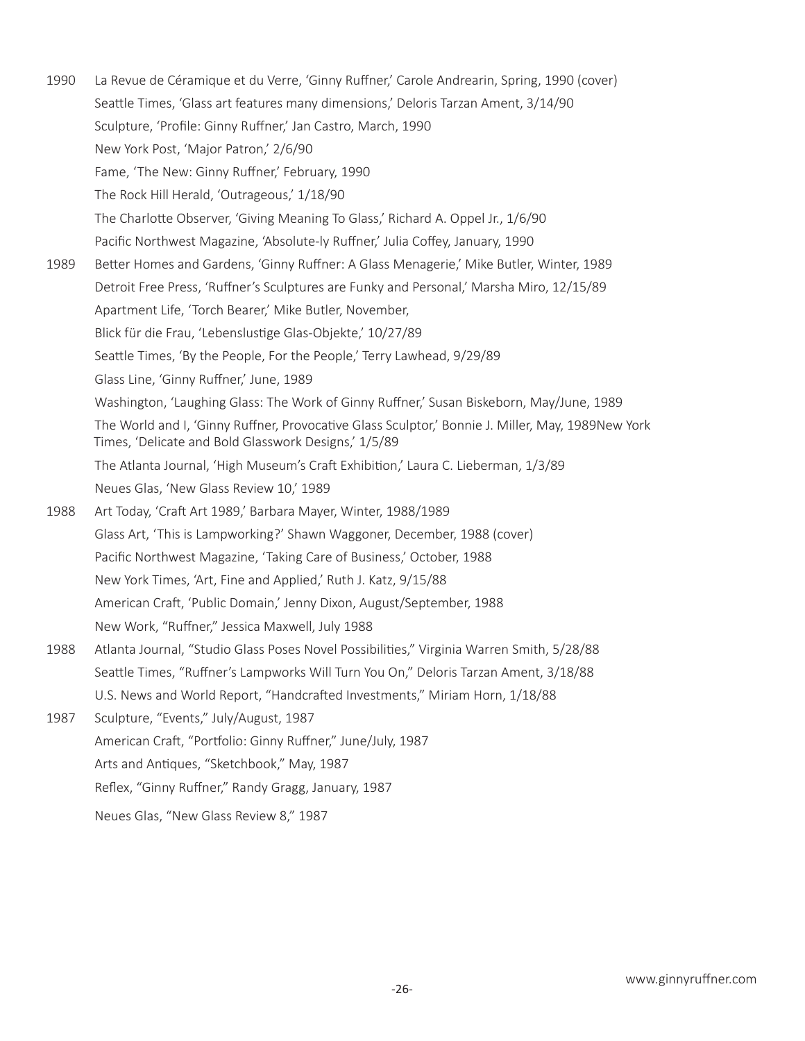1990 La Revue de Céramique et du Verre, 'Ginny Ruffner,' Carole Andrearin, Spring, 1990 (cover)
Seattle Times, 'Glass art features many dimensions,' Deloris Tarzan Ament, 3/14/90
Sculpture, 'Profile: Ginny Ruffner,' Jan Castro, March, 1990
New York Post, 'Major Patron,' 2/6/90
Fame, 'The New: Ginny Ruffner,' February, 1990
The Rock Hill Herald, 'Outrageous,' 1/18/90
The Charlotte Observer, 'Giving Meaning To Glass,' Richard A. Oppel Jr., 1/6/90
Pacific Northwest Magazine, 'Absolute-ly Ruffner,' Julia Coffey, January, 1990

1989 Better Homes and Gardens, 'Ginny Ruffner: A Glass Menagerie,' Mike Butler, Winter, 1989
Detroit Free Press, 'Ruffner's Sculptures are Funky and Personal,' Marsha Miro, 12/15/89
Apartment Life, 'Torch Bearer,' Mike Butler, November,
Blick für die Frau, 'Lebenslustige Glas-Objekte,' 10/27/89
Seattle Times, 'By the People, For the People,' Terry Lawhead, 9/29/89
Glass Line, 'Ginny Ruffner,' June, 1989
Washington, 'Laughing Glass: The Work of Ginny Ruffner,' Susan Biskeborn, May/June, 1989
The World and I, 'Ginny Ruffner, Provocative Glass Sculptor,' Bonnie J. Miller, May, 1989New York Times, 'Delicate and Bold Glasswork Designs,' 1/5/89
The Atlanta Journal, 'High Museum's Craft Exhibition,' Laura C. Lieberman, 1/3/89
Neues Glas, 'New Glass Review 10,' 1989

1988 Art Today, 'Craft Art 1989,' Barbara Mayer, Winter, 1988/1989
Glass Art, 'This is Lampworking?' Shawn Waggoner, December, 1988 (cover)
Pacific Northwest Magazine, 'Taking Care of Business,' October, 1988
New York Times, 'Art, Fine and Applied,' Ruth J. Katz, 9/15/88
American Craft, 'Public Domain,' Jenny Dixon, August/September, 1988
New Work, "Ruffner," Jessica Maxwell, July 1988

1988 Atlanta Journal, "Studio Glass Poses Novel Possibilities," Virginia Warren Smith, 5/28/88
Seattle Times, "Ruffner's Lampworks Will Turn You On," Deloris Tarzan Ament, 3/18/88
U.S. News and World Report, "Handcrafted Investments," Miriam Horn, 1/18/88

1987 Sculpture, "Events," July/August, 1987
American Craft, "Portfolio: Ginny Ruffner," June/July, 1987
Arts and Antiques, "Sketchbook," May, 1987
Reflex, "Ginny Ruffner," Randy Gragg, January, 1987
Neues Glas, "New Glass Review 8," 1987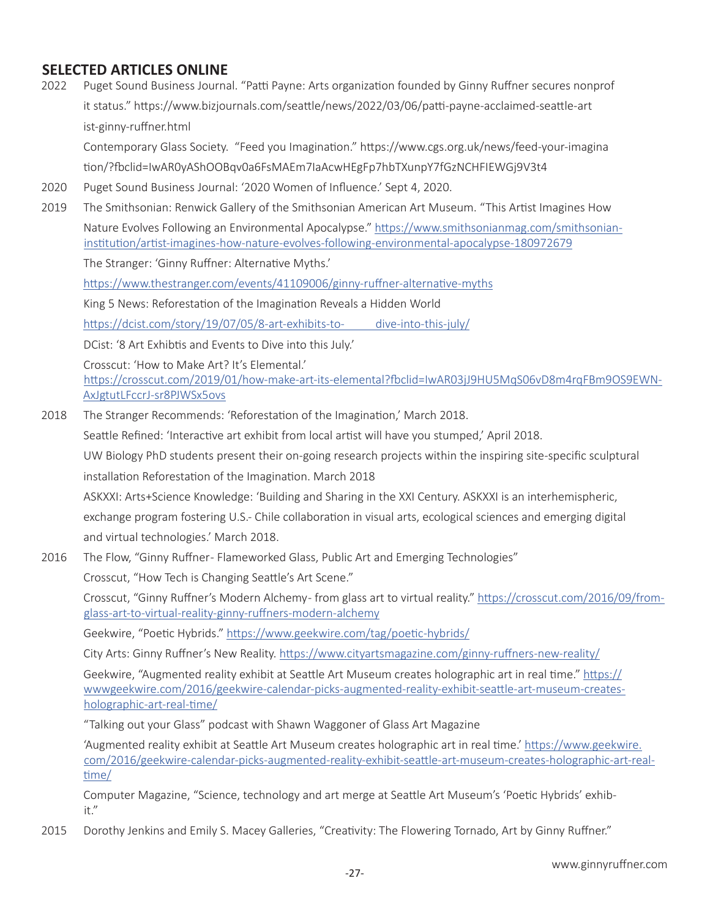## SELECTED ARTICLES ONLINE

2022 Puget Sound Business Journal. "Patti Payne: Arts organization founded by Ginny Ruffner secures nonprofit status." https://www.bizjournals.com/seattle/news/2022/03/06/patti-payne-acclaimed-seattle-artist-ginny-ruffner.html

Contemporary Glass Society. "Feed you Imagination." https://www.cgs.org.uk/news/feed-your-imagination/?fbclid=IwAR0yAShOOBqv0a6FsMAEm7IaAcwHEgFp7hbTXunpY7fGzNCHFIEWGj9V3t4

2020 Puget Sound Business Journal: '2020 Women of Influence.' Sept 4, 2020.

2019 The Smithsonian: Renwick Gallery of the Smithsonian American Art Museum. "This Artist Imagines How Nature Evolves Following an Environmental Apocalypse." https://www.smithsonianmag.com/smithsonian-institution/artist-imagines-how-nature-evolves-following-environmental-apocalypse-180972679

The Stranger: 'Ginny Ruffner: Alternative Myths.'

https://www.thestranger.com/events/41109006/ginny-ruffner-alternative-myths

King 5 News: Reforestation of the Imagination Reveals a Hidden World

https://dcist.com/story/19/07/05/8-art-exhibits-to- dive-into-this-july/

DCist: '8 Art Exhibtis and Events to Dive into this July.'

Crosscut: 'How to Make Art? It's Elemental.'
https://crosscut.com/2019/01/how-make-art-its-elemental?fbclid=IwAR03jJ9HU5MqS06vD8m4rqFBm9OS9EWN-AxJgtutLFccrJ-sr8PJWSx5ovs

2018 The Stranger Recommends: 'Reforestation of the Imagination,' March 2018.

Seattle Refined: 'Interactive art exhibit from local artist will have you stumped,' April 2018.

UW Biology PhD students present their on-going research projects within the inspiring site-specific sculptural installation Reforestation of the Imagination. March 2018

ASKXXI: Arts+Science Knowledge: 'Building and Sharing in the XXI Century. ASKXXI is an interhemispheric, exchange program fostering U.S.- Chile collaboration in visual arts, ecological sciences and emerging digital and virtual technologies.' March 2018.

2016 The Flow, "Ginny Ruffner- Flameworked Glass, Public Art and Emerging Technologies"

Crosscut, "How Tech is Changing Seattle's Art Scene."

Crosscut, "Ginny Ruffner's Modern Alchemy- from glass art to virtual reality." https://crosscut.com/2016/09/from-glass-art-to-virtual-reality-ginny-ruffners-modern-alchemy

Geekwire, "Poetic Hybrids." https://www.geekwire.com/tag/poetic-hybrids/

City Arts: Ginny Ruffner's New Reality. https://www.cityartsmagazine.com/ginny-ruffners-new-reality/

Geekwire, "Augmented reality exhibit at Seattle Art Museum creates holographic art in real time." https://wwwgeekwire.com/2016/geekwire-calendar-picks-augmented-reality-exhibit-seattle-art-museum-creates-holographic-art-real-time/

"Talking out your Glass" podcast with Shawn Waggoner of Glass Art Magazine

'Augmented reality exhibit at Seattle Art Museum creates holographic art in real time.' https://www.geekwire.com/2016/geekwire-calendar-picks-augmented-reality-exhibit-seattle-art-museum-creates-holographic-art-real-time/

Computer Magazine, "Science, technology and art merge at Seattle Art Museum's 'Poetic Hybrids' exhibit."

2015 Dorothy Jenkins and Emily S. Macey Galleries, "Creativity: The Flowering Tornado, Art by Ginny Ruffner."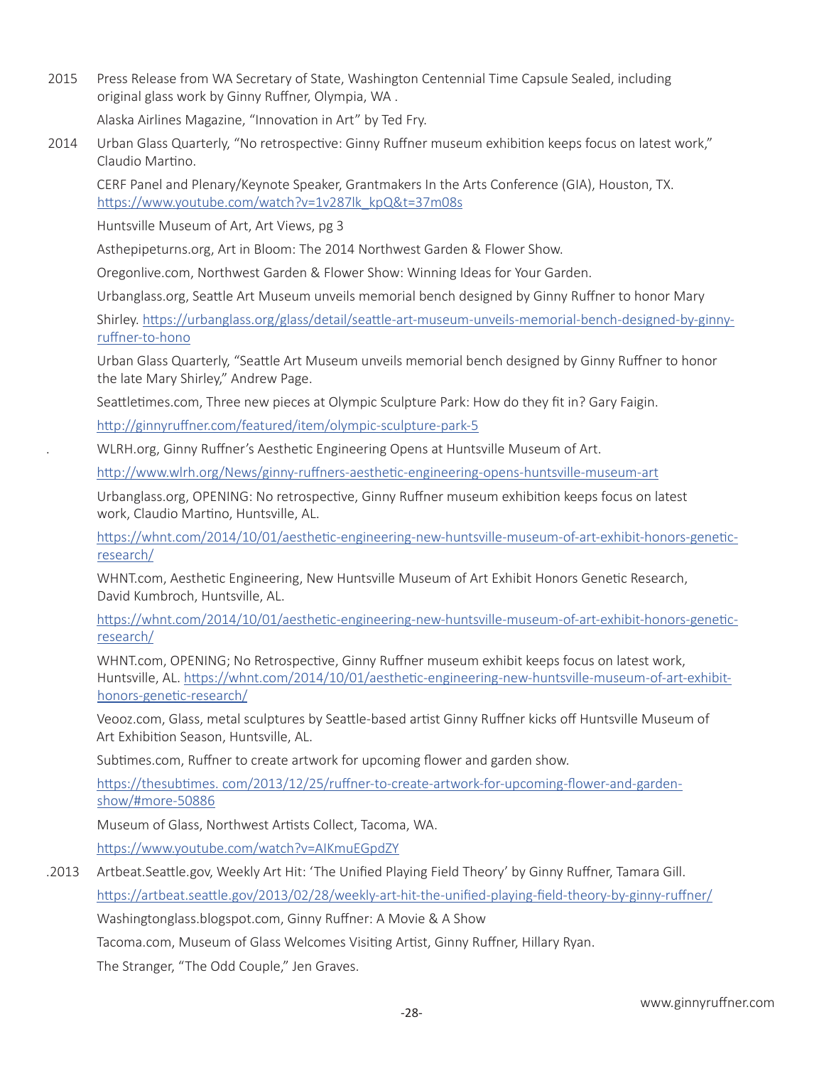2015 Press Release from WA Secretary of State, Washington Centennial Time Capsule Sealed, including original glass work by Ginny Ruffner, Olympia, WA .

Alaska Airlines Magazine, "Innovation in Art" by Ted Fry.

2014 Urban Glass Quarterly, "No retrospective: Ginny Ruffner museum exhibition keeps focus on latest work," Claudio Martino.

CERF Panel and Plenary/Keynote Speaker, Grantmakers In the Arts Conference (GIA), Houston, TX. https://www.youtube.com/watch?v=1v287lk_kpQ&t=37m08s

Huntsville Museum of Art, Art Views, pg 3

Asthepipeturns.org, Art in Bloom: The 2014 Northwest Garden & Flower Show.

Oregonlive.com, Northwest Garden & Flower Show: Winning Ideas for Your Garden.

Urbanglass.org, Seattle Art Museum unveils memorial bench designed by Ginny Ruffner to honor Mary

Shirley. https://urbanglass.org/glass/detail/seattle-art-museum-unveils-memorial-bench-designed-by-ginny-ruffner-to-hono

Urban Glass Quarterly, "Seattle Art Museum unveils memorial bench designed by Ginny Ruffner to honor the late Mary Shirley," Andrew Page.

Seattletimes.com, Three new pieces at Olympic Sculpture Park: How do they fit in? Gary Faigin.

http://ginnyruffner.com/featured/item/olympic-sculpture-park-5

. WLRH.org, Ginny Ruffner's Aesthetic Engineering Opens at Huntsville Museum of Art.

http://www.wlrh.org/News/ginny-ruffners-aesthetic-engineering-opens-huntsville-museum-art

Urbanglass.org, OPENING: No retrospective, Ginny Ruffner museum exhibition keeps focus on latest work, Claudio Martino, Huntsville, AL.

https://whnt.com/2014/10/01/aesthetic-engineering-new-huntsville-museum-of-art-exhibit-honors-genetic-research/

WHNT.com, Aesthetic Engineering, New Huntsville Museum of Art Exhibit Honors Genetic Research, David Kumbroch, Huntsville, AL.

https://whnt.com/2014/10/01/aesthetic-engineering-new-huntsville-museum-of-art-exhibit-honors-genetic-research/

WHNT.com, OPENING; No Retrospective, Ginny Ruffner museum exhibit keeps focus on latest work, Huntsville, AL. https://whnt.com/2014/10/01/aesthetic-engineering-new-huntsville-museum-of-art-exhibit-honors-genetic-research/

Veooz.com, Glass, metal sculptures by Seattle-based artist Ginny Ruffner kicks off Huntsville Museum of Art Exhibition Season, Huntsville, AL.

Subtimes.com, Ruffner to create artwork for upcoming flower and garden show.

https://thesubtimes. com/2013/12/25/ruffner-to-create-artwork-for-upcoming-flower-and-garden-show/#more-50886

Museum of Glass, Northwest Artists Collect, Tacoma, WA.

https://www.youtube.com/watch?v=AIKmuEGpdZY

.2013 Artbeat.Seattle.gov, Weekly Art Hit: 'The Unified Playing Field Theory' by Ginny Ruffner, Tamara Gill.

https://artbeat.seattle.gov/2013/02/28/weekly-art-hit-the-unified-playing-field-theory-by-ginny-ruffner/

Washingtonglass.blogspot.com, Ginny Ruffner: A Movie & A Show

Tacoma.com, Museum of Glass Welcomes Visiting Artist, Ginny Ruffner, Hillary Ryan.

The Stranger, "The Odd Couple," Jen Graves.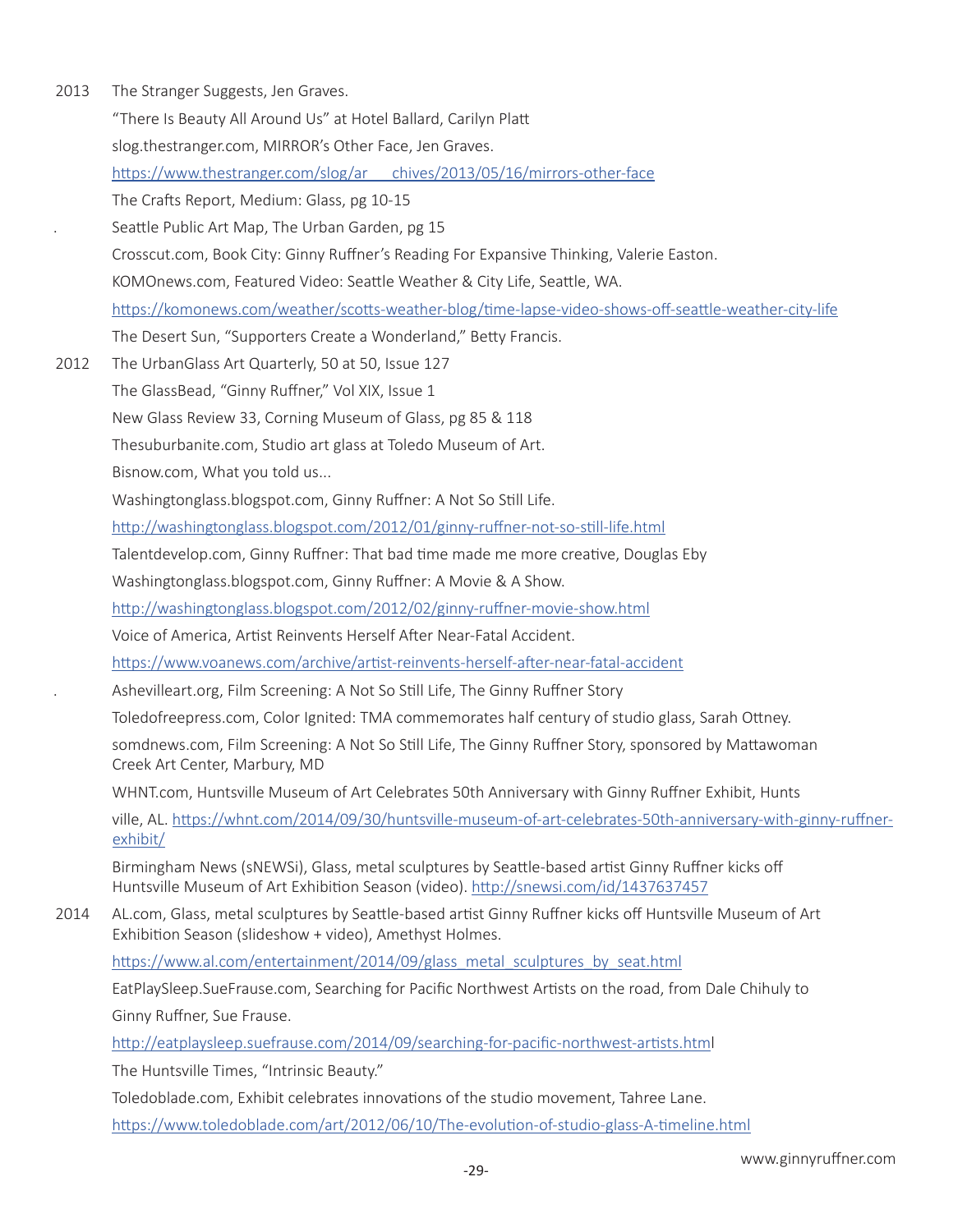2013 The Stranger Suggests, Jen Graves.

"There Is Beauty All Around Us" at Hotel Ballard, Carilyn Platt

slog.thestranger.com, MIRROR's Other Face, Jen Graves.

https://www.thestranger.com/slog/ar chives/2013/05/16/mirrors-other-face

The Crafts Report, Medium: Glass, pg 10-15

Seattle Public Art Map, The Urban Garden, pg 15

Crosscut.com, Book City: Ginny Ruffner's Reading For Expansive Thinking, Valerie Easton.

KOMOnews.com, Featured Video: Seattle Weather & City Life, Seattle, WA.

https://komonews.com/weather/scotts-weather-blog/time-lapse-video-shows-off-seattle-weather-city-life

The Desert Sun, "Supporters Create a Wonderland," Betty Francis.

2012 The UrbanGlass Art Quarterly, 50 at 50, Issue 127

The GlassBead, "Ginny Ruffner," Vol XIX, Issue 1

New Glass Review 33, Corning Museum of Glass, pg 85 & 118

Thesuburbanite.com, Studio art glass at Toledo Museum of Art.

Bisnow.com, What you told us...

Washingtonglass.blogspot.com, Ginny Ruffner: A Not So Still Life.

http://washingtonglass.blogspot.com/2012/01/ginny-ruffner-not-so-still-life.html

Talentdevelop.com, Ginny Ruffner: That bad time made me more creative, Douglas Eby

Washingtonglass.blogspot.com, Ginny Ruffner: A Movie & A Show.

http://washingtonglass.blogspot.com/2012/02/ginny-ruffner-movie-show.html

Voice of America, Artist Reinvents Herself After Near-Fatal Accident.

https://www.voanews.com/archive/artist-reinvents-herself-after-near-fatal-accident

Ashevilleart.org, Film Screening: A Not So Still Life, The Ginny Ruffner Story

Toledofreepress.com, Color Ignited: TMA commemorates half century of studio glass, Sarah Ottney.

somdnews.com, Film Screening: A Not So Still Life, The Ginny Ruffner Story, sponsored by Mattawoman Creek Art Center, Marbury, MD

WHNT.com, Huntsville Museum of Art Celebrates 50th Anniversary with Ginny Ruffner Exhibit, Huntsville, AL. https://whnt.com/2014/09/30/huntsville-museum-of-art-celebrates-50th-anniversary-with-ginny-ruffner-exhibit/

Birmingham News (sNEWSi), Glass, metal sculptures by Seattle-based artist Ginny Ruffner kicks off Huntsville Museum of Art Exhibition Season (video). http://snewsi.com/id/1437637457

2014 AL.com, Glass, metal sculptures by Seattle-based artist Ginny Ruffner kicks off Huntsville Museum of Art Exhibition Season (slideshow + video), Amethyst Holmes.

https://www.al.com/entertainment/2014/09/glass_metal_sculptures_by_seat.html

EatPlaySleep.SueFrause.com, Searching for Pacific Northwest Artists on the road, from Dale Chihuly to Ginny Ruffner, Sue Frause.

http://eatplaysleep.suefrause.com/2014/09/searching-for-pacific-northwest-artists.html

The Huntsville Times, "Intrinsic Beauty."

Toledoblade.com, Exhibit celebrates innovations of the studio movement, Tahree Lane.

https://www.toledoblade.com/art/2012/06/10/The-evolution-of-studio-glass-A-timeline.html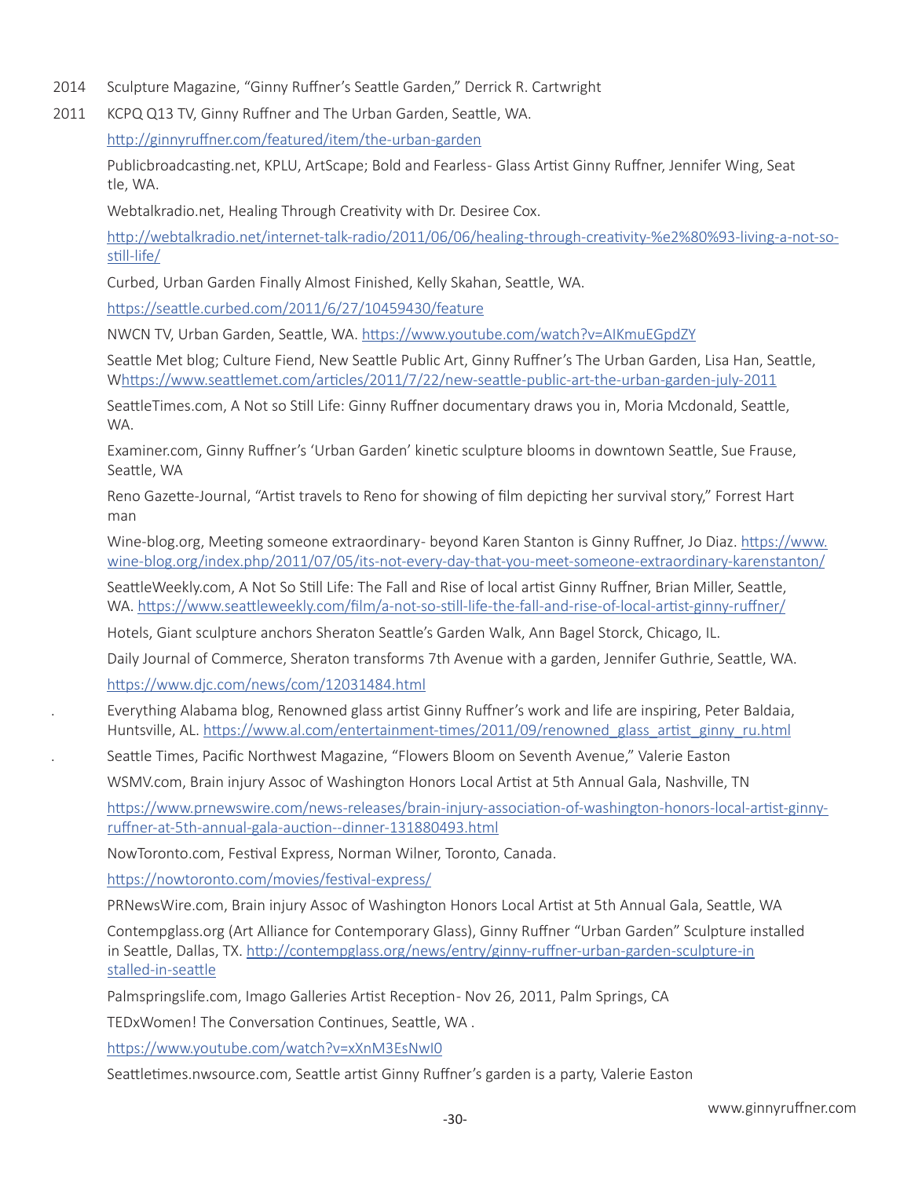2014 Sculpture Magazine, "Ginny Ruffner's Seattle Garden," Derrick R. Cartwright

2011 KCPQ Q13 TV, Ginny Ruffner and The Urban Garden, Seattle, WA.

http://ginnyruffner.com/featured/item/the-urban-garden

Publicbroadcasting.net, KPLU, ArtScape; Bold and Fearless- Glass Artist Ginny Ruffner, Jennifer Wing, Seattle, WA.

Webtalkradio.net, Healing Through Creativity with Dr. Desiree Cox.

http://webtalkradio.net/internet-talk-radio/2011/06/06/healing-through-creativity-%e2%80%93-living-a-not-so-still-life/

Curbed, Urban Garden Finally Almost Finished, Kelly Skahan, Seattle, WA.

https://seattle.curbed.com/2011/6/27/10459430/feature

NWCN TV, Urban Garden, Seattle, WA. https://www.youtube.com/watch?v=AIKmuEGpdZY

Seattle Met blog; Culture Fiend, New Seattle Public Art, Ginny Ruffner's The Urban Garden, Lisa Han, Seattle, Whttps://www.seattlemet.com/articles/2011/7/22/new-seattle-public-art-the-urban-garden-july-2011

SeattleTimes.com, A Not so Still Life: Ginny Ruffner documentary draws you in, Moria Mcdonald, Seattle, WA.

Examiner.com, Ginny Ruffner's 'Urban Garden' kinetic sculpture blooms in downtown Seattle, Sue Frause, Seattle, WA

Reno Gazette-Journal, "Artist travels to Reno for showing of film depicting her survival story," Forrest Hartman

Wine-blog.org, Meeting someone extraordinary- beyond Karen Stanton is Ginny Ruffner, Jo Diaz. https://www.wine-blog.org/index.php/2011/07/05/its-not-every-day-that-you-meet-someone-extraordinary-karenstanton/

SeattleWeekly.com, A Not So Still Life: The Fall and Rise of local artist Ginny Ruffner, Brian Miller, Seattle, WA. https://www.seattleweekly.com/film/a-not-so-still-life-the-fall-and-rise-of-local-artist-ginny-ruffner/

Hotels, Giant sculpture anchors Sheraton Seattle's Garden Walk, Ann Bagel Storck, Chicago, IL.

Daily Journal of Commerce, Sheraton transforms 7th Avenue with a garden, Jennifer Guthrie, Seattle, WA.

https://www.djc.com/news/com/12031484.html

Everything Alabama blog, Renowned glass artist Ginny Ruffner's work and life are inspiring, Peter Baldaia, Huntsville, AL. https://www.al.com/entertainment-times/2011/09/renowned_glass_artist_ginny_ru.html

Seattle Times, Pacific Northwest Magazine, "Flowers Bloom on Seventh Avenue," Valerie Easton

WSMV.com, Brain injury Assoc of Washington Honors Local Artist at 5th Annual Gala, Nashville, TN

https://www.prnewswire.com/news-releases/brain-injury-association-of-washington-honors-local-artist-ginny-ruffner-at-5th-annual-gala-auction--dinner-131880493.html

NowToronto.com, Festival Express, Norman Wilner, Toronto, Canada.

https://nowtoronto.com/movies/festival-express/

PRNewsWire.com, Brain injury Assoc of Washington Honors Local Artist at 5th Annual Gala, Seattle, WA

Contempglass.org (Art Alliance for Contemporary Glass), Ginny Ruffner "Urban Garden" Sculpture installed in Seattle, Dallas, TX. http://contempglass.org/news/entry/ginny-ruffner-urban-garden-sculpture-installed-in-seattle

Palmspringslife.com, Imago Galleries Artist Reception- Nov 26, 2011, Palm Springs, CA

TEDxWomen! The Conversation Continues, Seattle, WA .

https://www.youtube.com/watch?v=xXnM3EsNwI0

Seattletimes.nwsource.com, Seattle artist Ginny Ruffner's garden is a party, Valerie Easton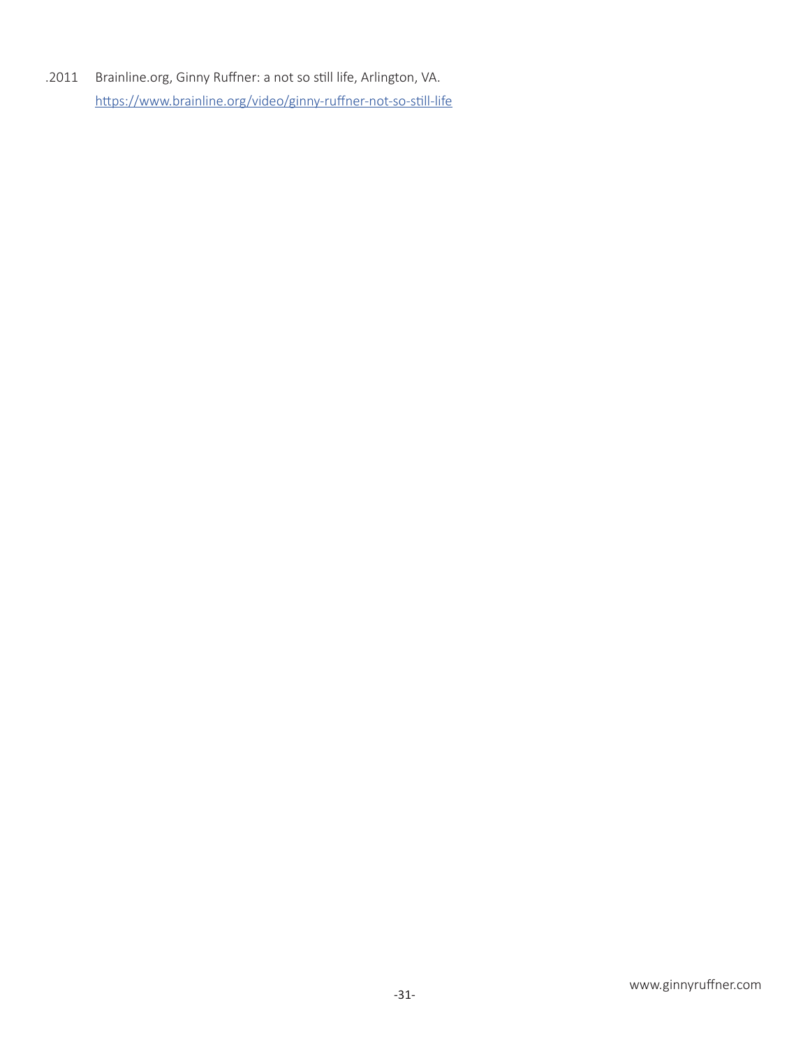.2011 Brainline.org, Ginny Ruffner: a not so still life, Arlington, VA.
[https://www.brainline.org/video/ginny-ruffner-not-so-still-life](https://www.brainline.org/video/ginny-ruffner-not-so-still-life)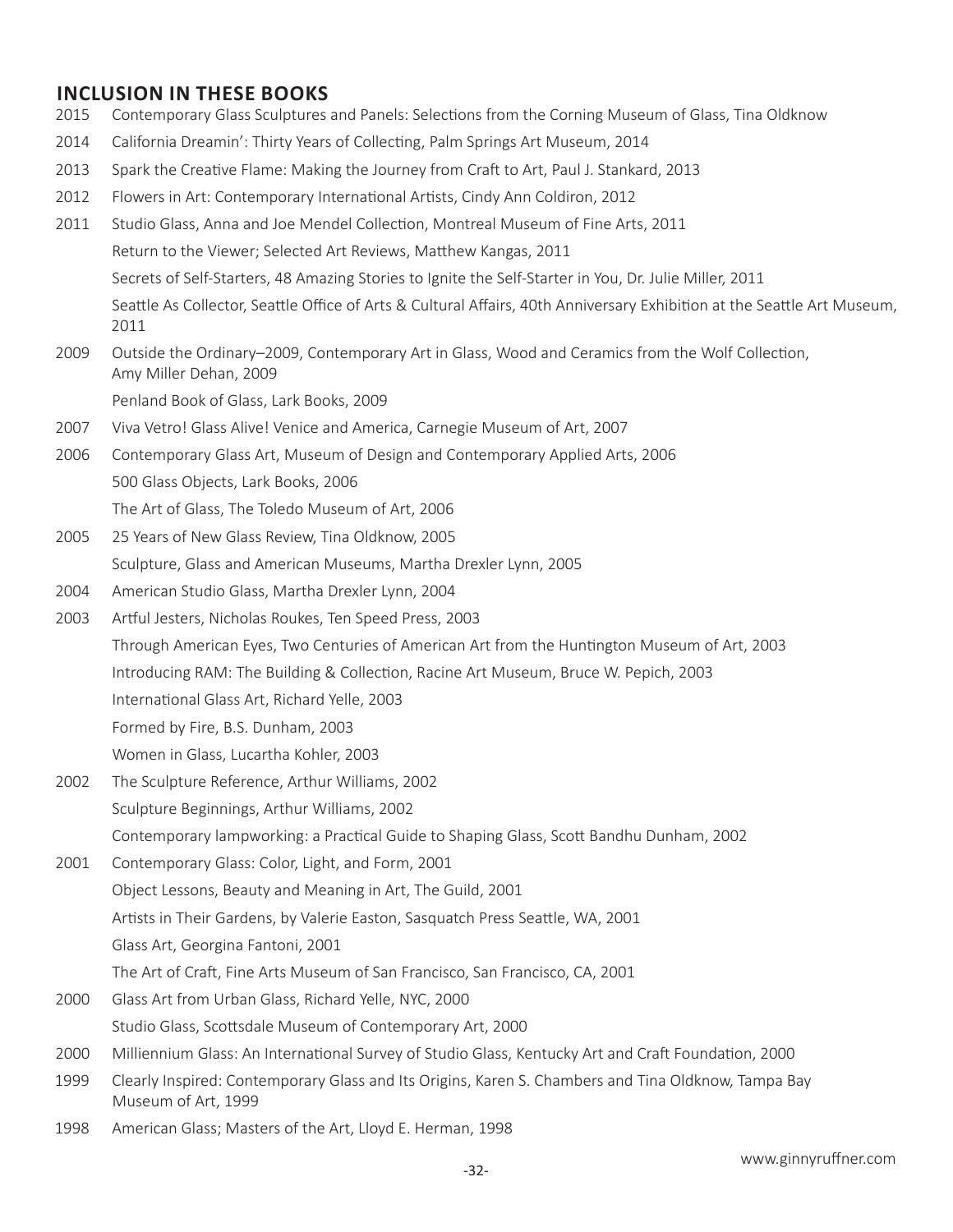## INCLUSION IN THESE BOOKS

2015 Contemporary Glass Sculptures and Panels: Selections from the Corning Museum of Glass, Tina Oldknow

2014 California Dreamin': Thirty Years of Collecting, Palm Springs Art Museum, 2014

2013 Spark the Creative Flame: Making the Journey from Craft to Art, Paul J. Stankard, 2013

2012 Flowers in Art: Contemporary International Artists, Cindy Ann Coldiron, 2012

2011 Studio Glass, Anna and Joe Mendel Collection, Montreal Museum of Fine Arts, 2011

Return to the Viewer; Selected Art Reviews, Matthew Kangas, 2011

Secrets of Self-Starters, 48 Amazing Stories to Ignite the Self-Starter in You, Dr. Julie Miller, 2011

Seattle As Collector, Seattle Office of Arts & Cultural Affairs, 40th Anniversary Exhibition at the Seattle Art Museum, 2011

2009 Outside the Ordinary–2009, Contemporary Art in Glass, Wood and Ceramics from the Wolf Collection, Amy Miller Dehan, 2009

Penland Book of Glass, Lark Books, 2009

2007 Viva Vetro! Glass Alive! Venice and America, Carnegie Museum of Art, 2007

2006 Contemporary Glass Art, Museum of Design and Contemporary Applied Arts, 2006

500 Glass Objects, Lark Books, 2006

The Art of Glass, The Toledo Museum of Art, 2006

2005 25 Years of New Glass Review, Tina Oldknow, 2005

Sculpture, Glass and American Museums, Martha Drexler Lynn, 2005

2004 American Studio Glass, Martha Drexler Lynn, 2004

2003 Artful Jesters, Nicholas Roukes, Ten Speed Press, 2003

Through American Eyes, Two Centuries of American Art from the Huntington Museum of Art, 2003

Introducing RAM: The Building & Collection, Racine Art Museum, Bruce W. Pepich, 2003

International Glass Art, Richard Yelle, 2003

Formed by Fire, B.S. Dunham, 2003

Women in Glass, Lucartha Kohler, 2003

2002 The Sculpture Reference, Arthur Williams, 2002

Sculpture Beginnings, Arthur Williams, 2002

Contemporary lampworking: a Practical Guide to Shaping Glass, Scott Bandhu Dunham, 2002

2001 Contemporary Glass: Color, Light, and Form, 2001

Object Lessons, Beauty and Meaning in Art, The Guild, 2001

Artists in Their Gardens, by Valerie Easton, Sasquatch Press Seattle, WA, 2001

Glass Art, Georgina Fantoni, 2001

The Art of Craft, Fine Arts Museum of San Francisco, San Francisco, CA, 2001

2000 Glass Art from Urban Glass, Richard Yelle, NYC, 2000

Studio Glass, Scottsdale Museum of Contemporary Art, 2000

2000 Milliennium Glass: An International Survey of Studio Glass, Kentucky Art and Craft Foundation, 2000

1999 Clearly Inspired: Contemporary Glass and Its Origins, Karen S. Chambers and Tina Oldknow, Tampa Bay Museum of Art, 1999

1998 American Glass; Masters of the Art, Lloyd E. Herman, 1998

www.ginnyruffner.com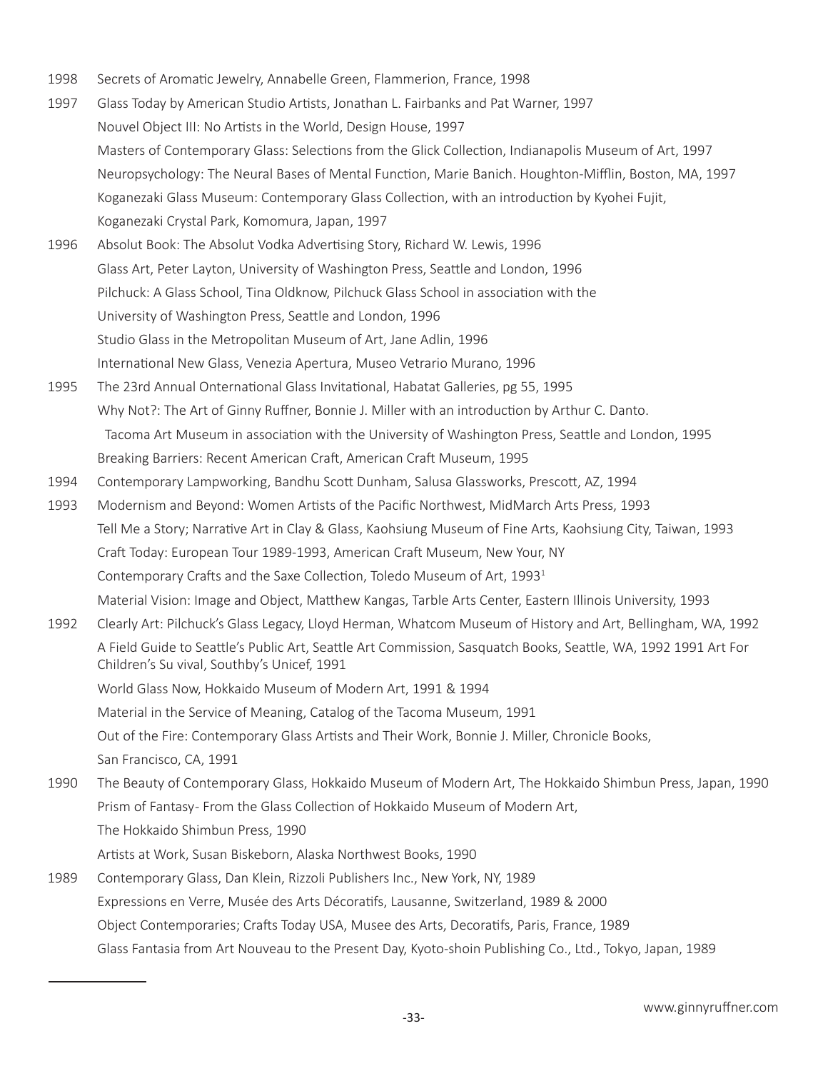1998 Secrets of Aromatic Jewelry, Annabelle Green, Flammerion, France, 1998

1997 Glass Today by American Studio Artists, Jonathan L. Fairbanks and Pat Warner, 1997
Nouvel Object III: No Artists in the World, Design House, 1997
Masters of Contemporary Glass: Selections from the Glick Collection, Indianapolis Museum of Art, 1997
Neuropsychology: The Neural Bases of Mental Function, Marie Banich. Houghton-Mifflin, Boston, MA, 1997
Koganezaki Glass Museum: Contemporary Glass Collection, with an introduction by Kyohei Fujit,
Koganezaki Crystal Park, Komomura, Japan, 1997

1996 Absolut Book: The Absolut Vodka Advertising Story, Richard W. Lewis, 1996
Glass Art, Peter Layton, University of Washington Press, Seattle and London, 1996
Pilchuck: A Glass School, Tina Oldknow, Pilchuck Glass School in association with the
University of Washington Press, Seattle and London, 1996
Studio Glass in the Metropolitan Museum of Art, Jane Adlin, 1996
International New Glass, Venezia Apertura, Museo Vetrario Murano, 1996

1995 The 23rd Annual Onternational Glass Invitational, Habatat Galleries, pg 55, 1995
Why Not?: The Art of Ginny Ruffner, Bonnie J. Miller with an introduction by Arthur C. Danto.
Tacoma Art Museum in association with the University of Washington Press, Seattle and London, 1995
Breaking Barriers: Recent American Craft, American Craft Museum, 1995

1994 Contemporary Lampworking, Bandhu Scott Dunham, Salusa Glassworks, Prescott, AZ, 1994

1993 Modernism and Beyond: Women Artists of the Pacific Northwest, MidMarch Arts Press, 1993
Tell Me a Story; Narrative Art in Clay & Glass, Kaohsiung Museum of Fine Arts, Kaohsiung City, Taiwan, 1993
Craft Today: European Tour 1989-1993, American Craft Museum, New Your, NY
Contemporary Crafts and the Saxe Collection, Toledo Museum of Art, 1993[1]
Material Vision: Image and Object, Matthew Kangas, Tarble Arts Center, Eastern Illinois University, 1993

1992 Clearly Art: Pilchuck's Glass Legacy, Lloyd Herman, Whatcom Museum of History and Art, Bellingham, WA, 1992
A Field Guide to Seattle's Public Art, Seattle Art Commission, Sasquatch Books, Seattle, WA, 1992 1991 Art For Children's Su vival, Southby's Unicef, 1991
World Glass Now, Hokkaido Museum of Modern Art, 1991 & 1994
Material in the Service of Meaning, Catalog of the Tacoma Museum, 1991
Out of the Fire: Contemporary Glass Artists and Their Work, Bonnie J. Miller, Chronicle Books,
San Francisco, CA, 1991

1990 The Beauty of Contemporary Glass, Hokkaido Museum of Modern Art, The Hokkaido Shimbun Press, Japan, 1990
Prism of Fantasy- From the Glass Collection of Hokkaido Museum of Modern Art,
The Hokkaido Shimbun Press, 1990
Artists at Work, Susan Biskeborn, Alaska Northwest Books, 1990

1989 Contemporary Glass, Dan Klein, Rizzoli Publishers Inc., New York, NY, 1989
Expressions en Verre, Musée des Arts Décoratifs, Lausanne, Switzerland, 1989 & 2000
Object Contemporaries; Crafts Today USA, Musee des Arts, Decoratifs, Paris, France, 1989
Glass Fantasia from Art Nouveau to the Present Day, Kyoto-shoin Publishing Co., Ltd., Tokyo, Japan, 1989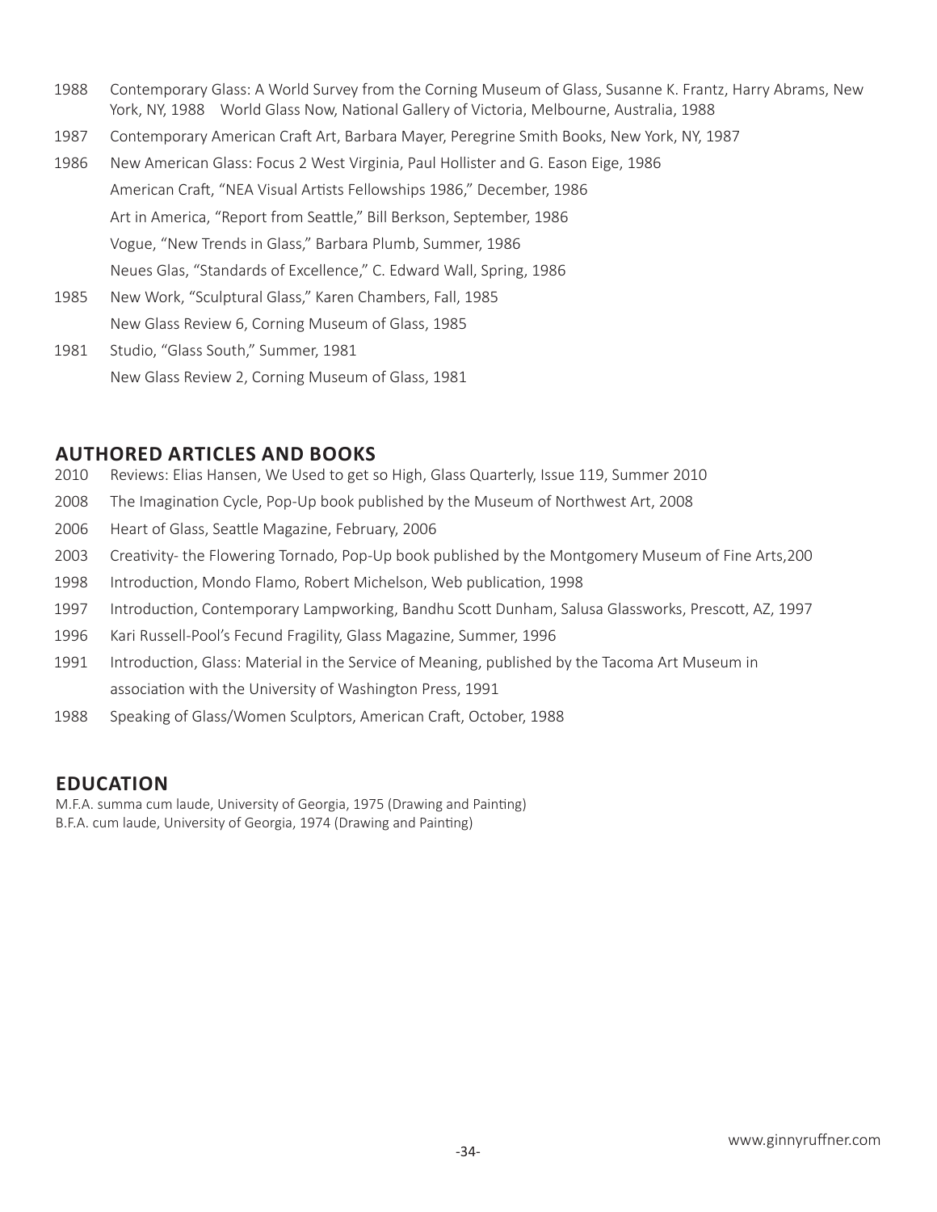1988 Contemporary Glass: A World Survey from the Corning Museum of Glass, Susanne K. Frantz, Harry Abrams, New York, NY, 1988 World Glass Now, National Gallery of Victoria, Melbourne, Australia, 1988

1987 Contemporary American Craft Art, Barbara Mayer, Peregrine Smith Books, New York, NY, 1987

1986 New American Glass: Focus 2 West Virginia, Paul Hollister and G. Eason Eige, 1986
American Craft, "NEA Visual Artists Fellowships 1986," December, 1986
Art in America, "Report from Seattle," Bill Berkson, September, 1986
Vogue, "New Trends in Glass," Barbara Plumb, Summer, 1986
Neues Glas, "Standards of Excellence," C. Edward Wall, Spring, 1986

1985 New Work, "Sculptural Glass," Karen Chambers, Fall, 1985
New Glass Review 6, Corning Museum of Glass, 1985

1981 Studio, "Glass South," Summer, 1981
New Glass Review 2, Corning Museum of Glass, 1981

## AUTHORED ARTICLES AND BOOKS

2010 Reviews: Elias Hansen, We Used to get so High, Glass Quarterly, Issue 119, Summer 2010

2008 The Imagination Cycle, Pop-Up book published by the Museum of Northwest Art, 2008

2006 Heart of Glass, Seattle Magazine, February, 2006

2003 Creativity- the Flowering Tornado, Pop-Up book published by the Montgomery Museum of Fine Arts,200

1998 Introduction, Mondo Flamo, Robert Michelson, Web publication, 1998

1997 Introduction, Contemporary Lampworking, Bandhu Scott Dunham, Salusa Glassworks, Prescott, AZ, 1997

1996 Kari Russell-Pool's Fecund Fragility, Glass Magazine, Summer, 1996

1991 Introduction, Glass: Material in the Service of Meaning, published by the Tacoma Art Museum in association with the University of Washington Press, 1991

1988 Speaking of Glass/Women Sculptors, American Craft, October, 1988

## EDUCATION

M.F.A. summa cum laude, University of Georgia, 1975 (Drawing and Painting)
B.F.A. cum laude, University of Georgia, 1974 (Drawing and Painting)

www.ginnyruffner.com